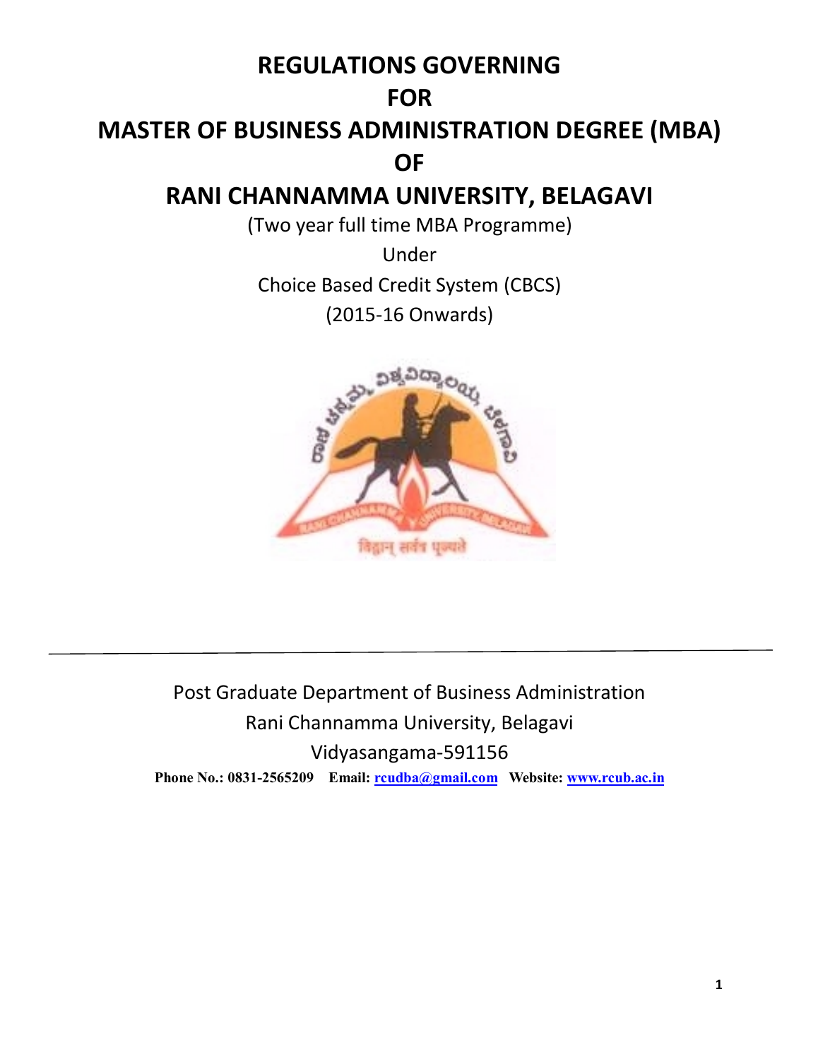# REGULATIONS GOVERNING

# FOR

# MASTER OF BUSINESS ADMINISTRATION DEGREE (MBA)

# OF

# RANI CHANNAMMA UNIVERSITY, BELAGAVI

(Two year full time MBA Programme)

Under

Choice Based Credit System (CBCS)

(2015-16 Onwards)

---

Post Graduate Department of Business Administration

Rani Channamma University, Belagavi

Vidyasangama-591156

**Phone No.: 0831-2565209 Email: [rcudba@gmail.com](mailto:rcudba@gmail.com) Website: [www.rcub.ac.in](http://www.rcub.ac.in)**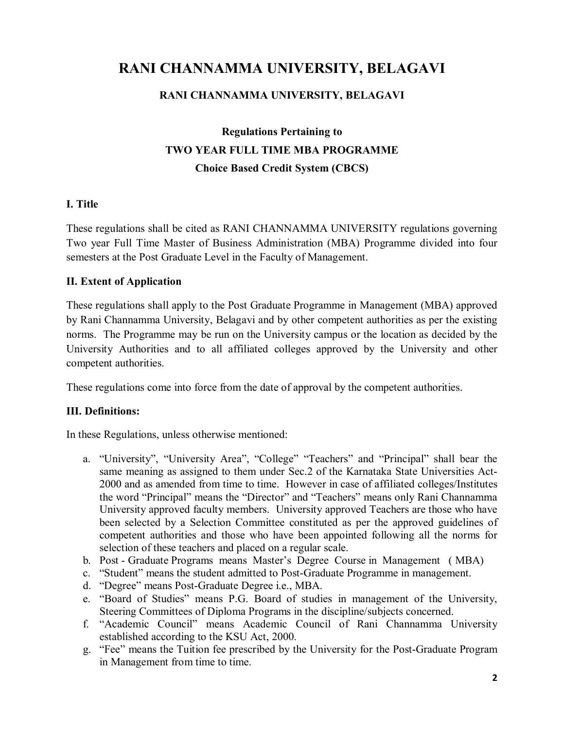# RANI CHANNAMMA UNIVERSITY, BELAGAVI

## RANI CHANNAMMA UNIVERSITY, BELAGAVI

### Regulations Pertaining to
### TWO YEAR FULL TIME MBA PROGRAMME
### Choice Based Credit System (CBCS)

**I. Title**

These regulations shall be cited as RANI CHANNAMMA UNIVERSITY regulations governing Two year Full Time Master of Business Administration (MBA) Programme divided into four semesters at the Post Graduate Level in the Faculty of Management.

**II. Extent of Application**

These regulations shall apply to the Post Graduate Programme in Management (MBA) approved by Rani Channamma University, Belagavi and by other competent authorities as per the existing norms. The Programme may be run on the University campus or the location as decided by the University Authorities and to all affiliated colleges approved by the University and other competent authorities.

These regulations come into force from the date of approval by the competent authorities.

**III. Definitions:**

In these Regulations, unless otherwise mentioned:

a. "University", "University Area", "College" "Teachers" and "Principal" shall bear the same meaning as assigned to them under Sec.2 of the Karnataka State Universities Act-2000 and as amended from time to time. However in case of affiliated colleges/Institutes the word "Principal" means the "Director" and "Teachers" means only Rani Channamma University approved faculty members. University approved Teachers are those who have been selected by a Selection Committee constituted as per the approved guidelines of competent authorities and those who have been appointed following all the norms for selection of these teachers and placed on a regular scale.
b. Post - Graduate Programs means Master's Degree Course in Management ( MBA)
c. "Student" means the student admitted to Post-Graduate Programme in management.
d. "Degree" means Post-Graduate Degree i.e., MBA.
e. "Board of Studies" means P.G. Board of studies in management of the University, Steering Committees of Diploma Programs in the discipline/subjects concerned.
f. "Academic Council" means Academic Council of Rani Channamma University established according to the KSU Act, 2000.
g. "Fee" means the Tuition fee prescribed by the University for the Post-Graduate Program in Management from time to time.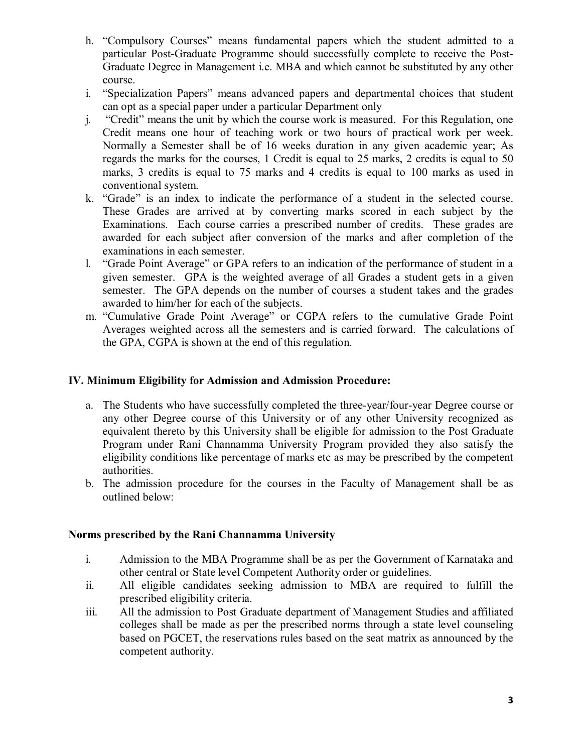h. "Compulsory Courses" means fundamental papers which the student admitted to a particular Post-Graduate Programme should successfully complete to receive the Post-Graduate Degree in Management i.e. MBA and which cannot be substituted by any other course.
i. "Specialization Papers" means advanced papers and departmental choices that student can opt as a special paper under a particular Department only
j. "Credit" means the unit by which the course work is measured. For this Regulation, one Credit means one hour of teaching work or two hours of practical work per week. Normally a Semester shall be of 16 weeks duration in any given academic year; As regards the marks for the courses, 1 Credit is equal to 25 marks, 2 credits is equal to 50 marks, 3 credits is equal to 75 marks and 4 credits is equal to 100 marks as used in conventional system.
k. "Grade" is an index to indicate the performance of a student in the selected course. These Grades are arrived at by converting marks scored in each subject by the Examinations. Each course carries a prescribed number of credits. These grades are awarded for each subject after conversion of the marks and after completion of the examinations in each semester.
l. "Grade Point Average" or GPA refers to an indication of the performance of student in a given semester. GPA is the weighted average of all Grades a student gets in a given semester. The GPA depends on the number of courses a student takes and the grades awarded to him/her for each of the subjects.
m. "Cumulative Grade Point Average" or CGPA refers to the cumulative Grade Point Averages weighted across all the semesters and is carried forward. The calculations of the GPA, CGPA is shown at the end of this regulation.

## IV. Minimum Eligibility for Admission and Admission Procedure:

a. The Students who have successfully completed the three-year/four-year Degree course or any other Degree course of this University or of any other University recognized as equivalent thereto by this University shall be eligible for admission to the Post Graduate Program under Rani Channamma University Program provided they also satisfy the eligibility conditions like percentage of marks etc as may be prescribed by the competent authorities.
b. The admission procedure for the courses in the Faculty of Management shall be as outlined below:

### Norms prescribed by the Rani Channamma University

i. Admission to the MBA Programme shall be as per the Government of Karnataka and other central or State level Competent Authority order or guidelines.
ii. All eligible candidates seeking admission to MBA are required to fulfill the prescribed eligibility criteria.
iii. All the admission to Post Graduate department of Management Studies and affiliated colleges shall be made as per the prescribed norms through a state level counseling based on PGCET, the reservations rules based on the seat matrix as announced by the competent authority.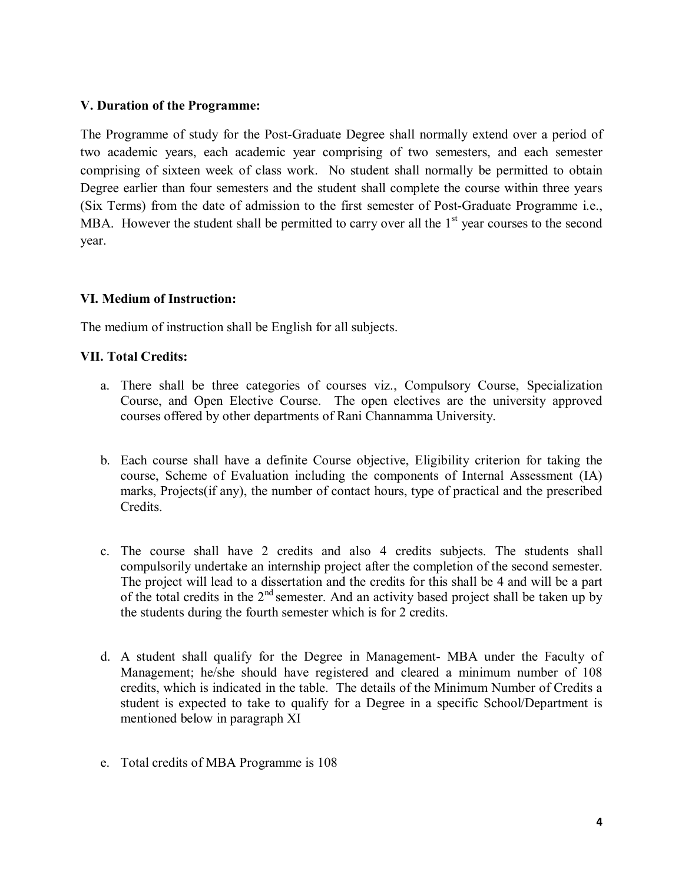**V. Duration of the Programme:**

The Programme of study for the Post-Graduate Degree shall normally extend over a period of two academic years, each academic year comprising of two semesters, and each semester comprising of sixteen week of class work. No student shall normally be permitted to obtain Degree earlier than four semesters and the student shall complete the course within three years (Six Terms) from the date of admission to the first semester of Post-Graduate Programme i.e., MBA. However the student shall be permitted to carry over all the 1st year courses to the second year.

**VI. Medium of Instruction:**

The medium of instruction shall be English for all subjects.

**VII. Total Credits:**

a. There shall be three categories of courses viz., Compulsory Course, Specialization Course, and Open Elective Course. The open electives are the university approved courses offered by other departments of Rani Channamma University.

b. Each course shall have a definite Course objective, Eligibility criterion for taking the course, Scheme of Evaluation including the components of Internal Assessment (IA) marks, Projects(if any), the number of contact hours, type of practical and the prescribed Credits.

c. The course shall have 2 credits and also 4 credits subjects. The students shall compulsorily undertake an internship project after the completion of the second semester. The project will lead to a dissertation and the credits for this shall be 4 and will be a part of the total credits in the 2nd semester. And an activity based project shall be taken up by the students during the fourth semester which is for 2 credits.

d. A student shall qualify for the Degree in Management- MBA under the Faculty of Management; he/she should have registered and cleared a minimum number of 108 credits, which is indicated in the table. The details of the Minimum Number of Credits a student is expected to take to qualify for a Degree in a specific School/Department is mentioned below in paragraph XI

e. Total credits of MBA Programme is 108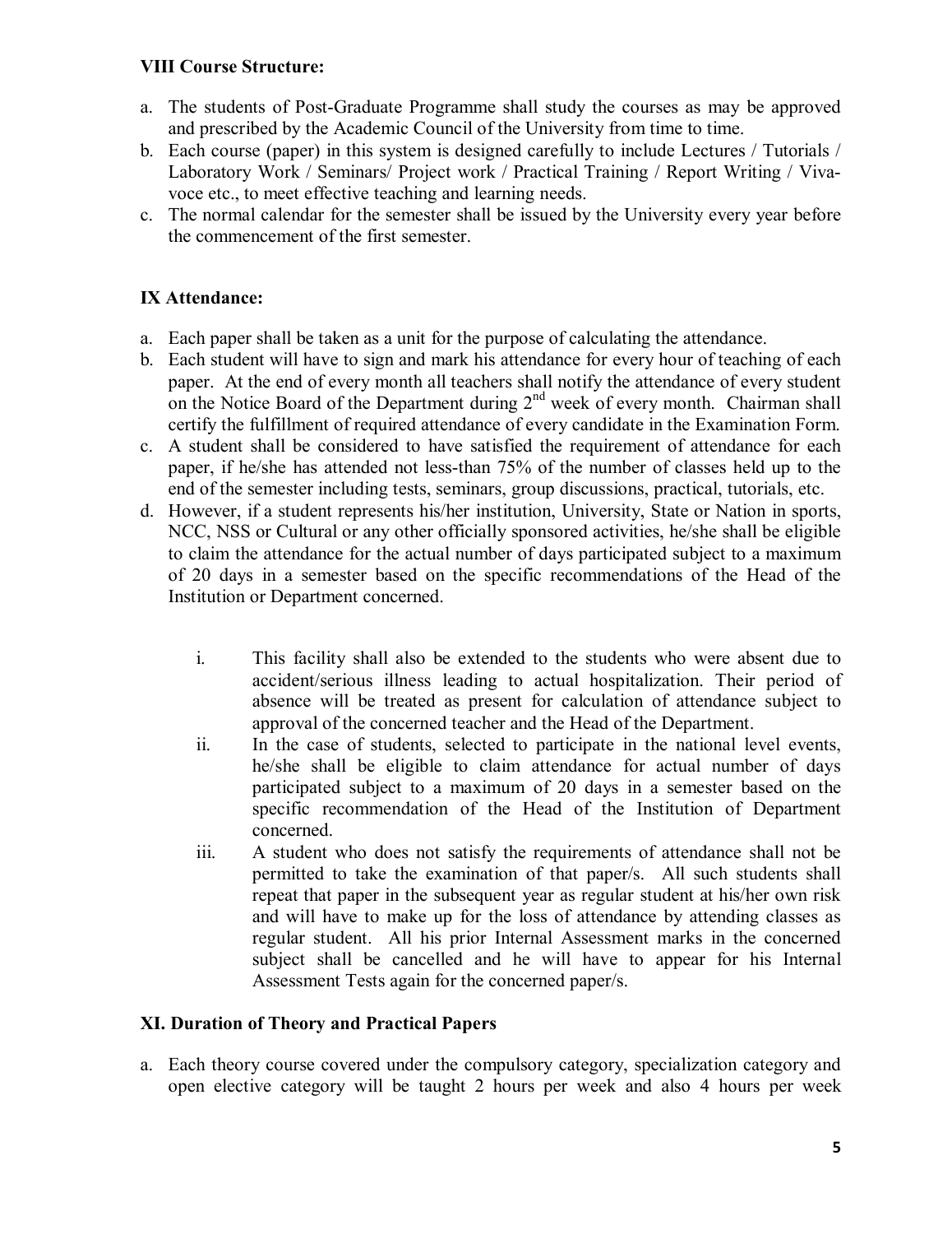**VIII Course Structure:**

a. The students of Post-Graduate Programme shall study the courses as may be approved and prescribed by the Academic Council of the University from time to time.
b. Each course (paper) in this system is designed carefully to include Lectures / Tutorials / Laboratory Work / Seminars/ Project work / Practical Training / Report Writing / Viva-voce etc., to meet effective teaching and learning needs.
c. The normal calendar for the semester shall be issued by the University every year before the commencement of the first semester.

**IX Attendance:**

a. Each paper shall be taken as a unit for the purpose of calculating the attendance.
b. Each student will have to sign and mark his attendance for every hour of teaching of each paper. At the end of every month all teachers shall notify the attendance of every student on the Notice Board of the Department during 2nd week of every month. Chairman shall certify the fulfillment of required attendance of every candidate in the Examination Form.
c. A student shall be considered to have satisfied the requirement of attendance for each paper, if he/she has attended not less-than 75% of the number of classes held up to the end of the semester including tests, seminars, group discussions, practical, tutorials, etc.
d. However, if a student represents his/her institution, University, State or Nation in sports, NCC, NSS or Cultural or any other officially sponsored activities, he/she shall be eligible to claim the attendance for the actual number of days participated subject to a maximum of 20 days in a semester based on the specific recommendations of the Head of the Institution or Department concerned.

   i. This facility shall also be extended to the students who were absent due to accident/serious illness leading to actual hospitalization. Their period of absence will be treated as present for calculation of attendance subject to approval of the concerned teacher and the Head of the Department.
   ii. In the case of students, selected to participate in the national level events, he/she shall be eligible to claim attendance for actual number of days participated subject to a maximum of 20 days in a semester based on the specific recommendation of the Head of the Institution of Department concerned.
   iii. A student who does not satisfy the requirements of attendance shall not be permitted to take the examination of that paper/s. All such students shall repeat that paper in the subsequent year as regular student at his/her own risk and will have to make up for the loss of attendance by attending classes as regular student. All his prior Internal Assessment marks in the concerned subject shall be cancelled and he will have to appear for his Internal Assessment Tests again for the concerned paper/s.

**XI. Duration of Theory and Practical Papers**

a. Each theory course covered under the compulsory category, specialization category and open elective category will be taught 2 hours per week and also 4 hours per week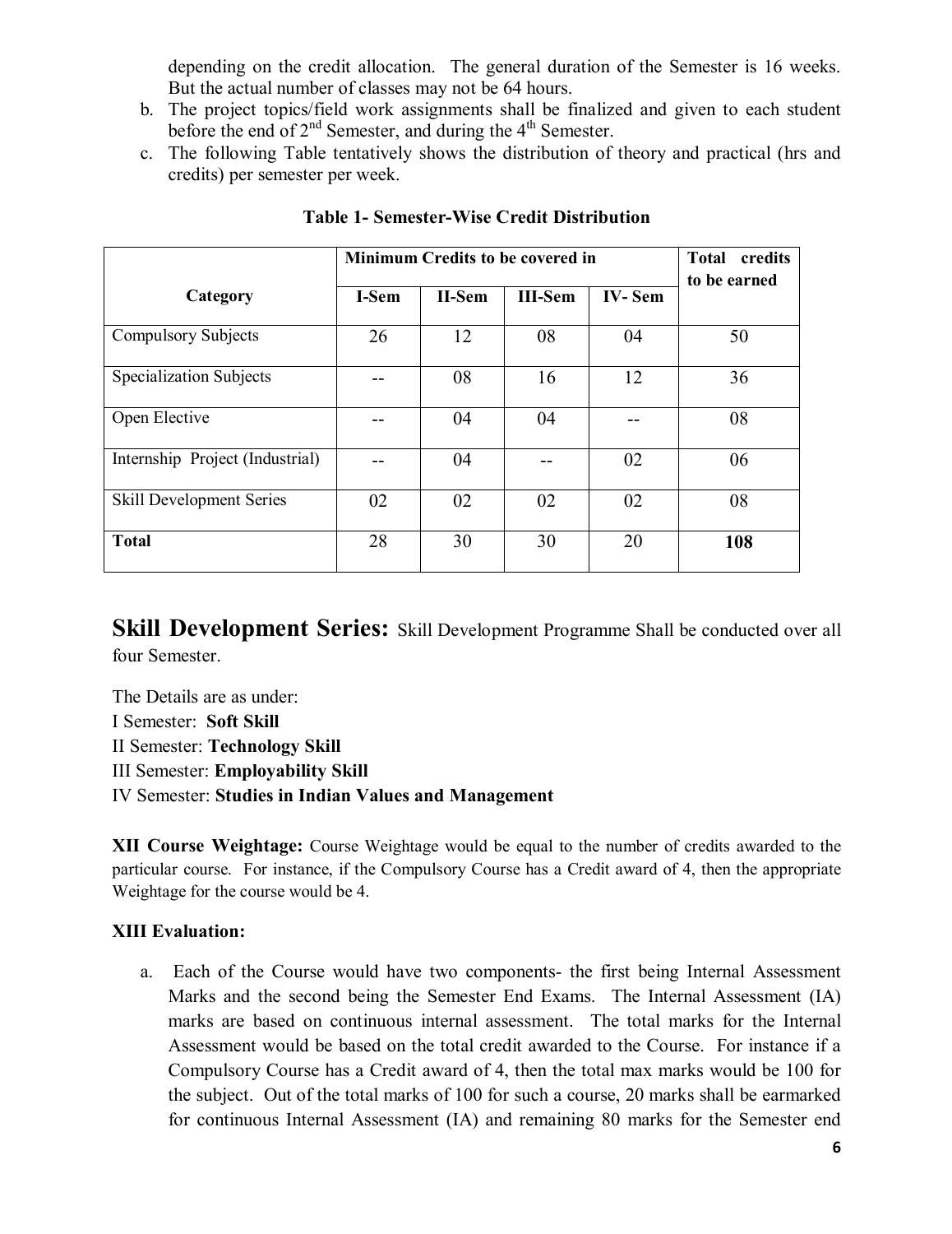depending on the credit allocation. The general duration of the Semester is 16 weeks. But the actual number of classes may not be 64 hours.

b. The project topics/field work assignments shall be finalized and given to each student before the end of 2nd Semester, and during the 4th Semester.

c. The following Table tentatively shows the distribution of theory and practical (hrs and credits) per semester per week.

**Table 1- Semester-Wise Credit Distribution**

| Category | Minimum Credits to be covered in | | | | Total credits to be earned |
|---|---|---|---|---|---|
| | I-Sem | II-Sem | III-Sem | IV- Sem | |
| Compulsory Subjects | 26 | 12 | 08 | 04 | 50 |
| Specialization Subjects | -- | 08 | 16 | 12 | 36 |
| Open Elective | -- | 04 | 04 | -- | 08 |
| Internship Project (Industrial) | -- | 04 | -- | 02 | 06 |
| Skill Development Series | 02 | 02 | 02 | 02 | 08 |
| **Total** | 28 | 30 | 30 | 20 | **108** |

## Skill Development Series:

Skill Development Programme Shall be conducted over all four Semester.

The Details are as under:

I Semester: **Soft Skill**
II Semester: **Technology Skill**
III Semester: **Employability Skill**
IV Semester: **Studies in Indian Values and Management**

**XII Course Weightage:** Course Weightage would be equal to the number of credits awarded to the particular course. For instance, if the Compulsory Course has a Credit award of 4, then the appropriate Weightage for the course would be 4.

**XIII Evaluation:**

a. Each of the Course would have two components- the first being Internal Assessment Marks and the second being the Semester End Exams. The Internal Assessment (IA) marks are based on continuous internal assessment. The total marks for the Internal Assessment would be based on the total credit awarded to the Course. For instance if a Compulsory Course has a Credit award of 4, then the total max marks would be 100 for the subject. Out of the total marks of 100 for such a course, 20 marks shall be earmarked for continuous Internal Assessment (IA) and remaining 80 marks for the Semester end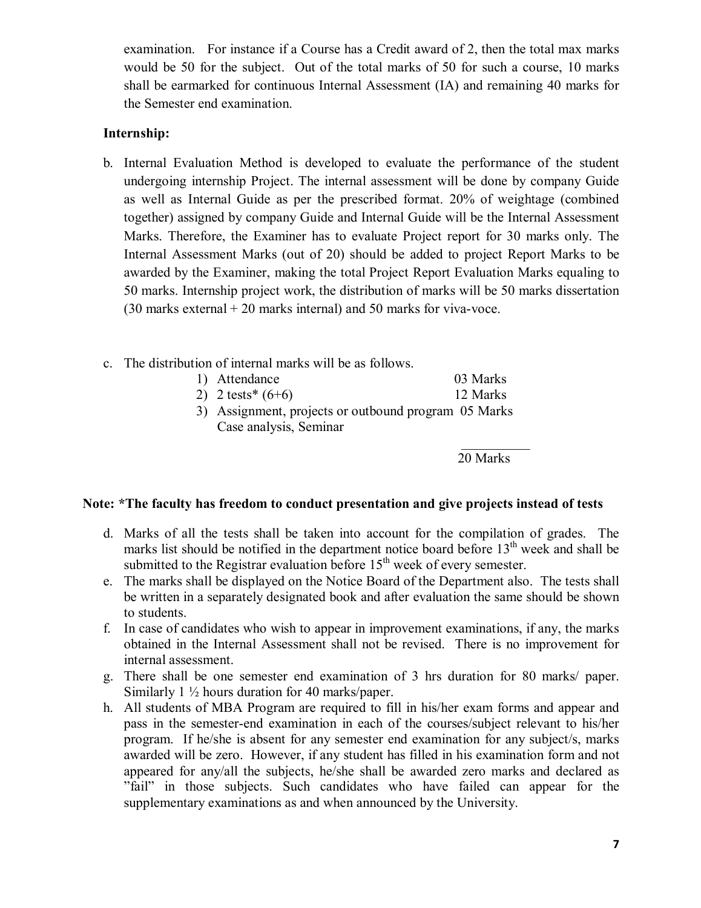examination. For instance if a Course has a Credit award of 2, then the total max marks would be 50 for the subject. Out of the total marks of 50 for such a course, 10 marks shall be earmarked for continuous Internal Assessment (IA) and remaining 40 marks for the Semester end examination.

**Internship:**

b. Internal Evaluation Method is developed to evaluate the performance of the student undergoing internship Project. The internal assessment will be done by company Guide as well as Internal Guide as per the prescribed format. 20% of weightage (combined together) assigned by company Guide and Internal Guide will be the Internal Assessment Marks. Therefore, the Examiner has to evaluate Project report for 30 marks only. The Internal Assessment Marks (out of 20) should be added to project Report Marks to be awarded by the Examiner, making the total Project Report Evaluation Marks equaling to 50 marks. Internship project work, the distribution of marks will be 50 marks dissertation (30 marks external + 20 marks internal) and 50 marks for viva-voce.

c. The distribution of internal marks will be as follows.

| | |
|---|---|
| 1) Attendance | 03 Marks |
| 2) 2 tests* (6+6) | 12 Marks |
| 3) Assignment, projects or outbound program Case analysis, Seminar | 05 Marks |
| | 20 Marks |

**Note: *The faculty has freedom to conduct presentation and give projects instead of tests**

d. Marks of all the tests shall be taken into account for the compilation of grades. The marks list should be notified in the department notice board before 13th week and shall be submitted to the Registrar evaluation before 15th week of every semester.

e. The marks shall be displayed on the Notice Board of the Department also. The tests shall be written in a separately designated book and after evaluation the same should be shown to students.

f. In case of candidates who wish to appear in improvement examinations, if any, the marks obtained in the Internal Assessment shall not be revised. There is no improvement for internal assessment.

g. There shall be one semester end examination of 3 hrs duration for 80 marks/ paper. Similarly 1 ½ hours duration for 40 marks/paper.

h. All students of MBA Program are required to fill in his/her exam forms and appear and pass in the semester-end examination in each of the courses/subject relevant to his/her program. If he/she is absent for any semester end examination for any subject/s, marks awarded will be zero. However, if any student has filled in his examination form and not appeared for any/all the subjects, he/she shall be awarded zero marks and declared as "fail" in those subjects. Such candidates who have failed can appear for the supplementary examinations as and when announced by the University.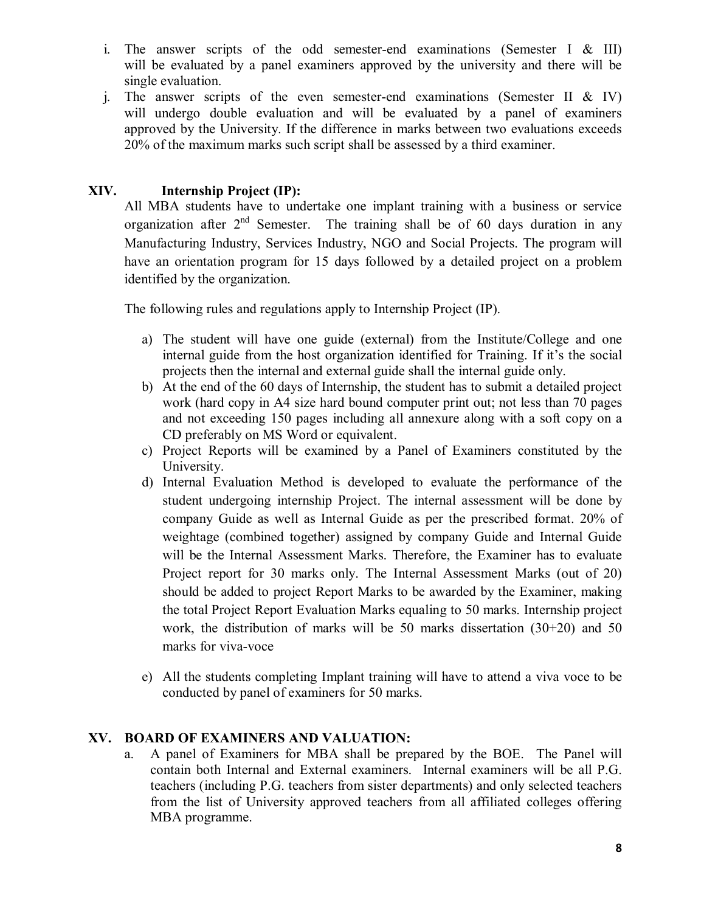i. The answer scripts of the odd semester-end examinations (Semester I & III) will be evaluated by a panel examiners approved by the university and there will be single evaluation.

j. The answer scripts of the even semester-end examinations (Semester II & IV) will undergo double evaluation and will be evaluated by a panel of examiners approved by the University. If the difference in marks between two evaluations exceeds 20% of the maximum marks such script shall be assessed by a third examiner.

## XIV. Internship Project (IP):

All MBA students have to undertake one implant training with a business or service organization after 2nd Semester. The training shall be of 60 days duration in any Manufacturing Industry, Services Industry, NGO and Social Projects. The program will have an orientation program for 15 days followed by a detailed project on a problem identified by the organization.

The following rules and regulations apply to Internship Project (IP).

a) The student will have one guide (external) from the Institute/College and one internal guide from the host organization identified for Training. If it's the social projects then the internal and external guide shall the internal guide only.

b) At the end of the 60 days of Internship, the student has to submit a detailed project work (hard copy in A4 size hard bound computer print out; not less than 70 pages and not exceeding 150 pages including all annexure along with a soft copy on a CD preferably on MS Word or equivalent.

c) Project Reports will be examined by a Panel of Examiners constituted by the University.

d) Internal Evaluation Method is developed to evaluate the performance of the student undergoing internship Project. The internal assessment will be done by company Guide as well as Internal Guide as per the prescribed format. 20% of weightage (combined together) assigned by company Guide and Internal Guide will be the Internal Assessment Marks. Therefore, the Examiner has to evaluate Project report for 30 marks only. The Internal Assessment Marks (out of 20) should be added to project Report Marks to be awarded by the Examiner, making the total Project Report Evaluation Marks equaling to 50 marks. Internship project work, the distribution of marks will be 50 marks dissertation (30+20) and 50 marks for viva-voce

e) All the students completing Implant training will have to attend a viva voce to be conducted by panel of examiners for 50 marks.

## XV. BOARD OF EXAMINERS AND VALUATION:

a. A panel of Examiners for MBA shall be prepared by the BOE. The Panel will contain both Internal and External examiners. Internal examiners will be all P.G. teachers (including P.G. teachers from sister departments) and only selected teachers from the list of University approved teachers from all affiliated colleges offering MBA programme.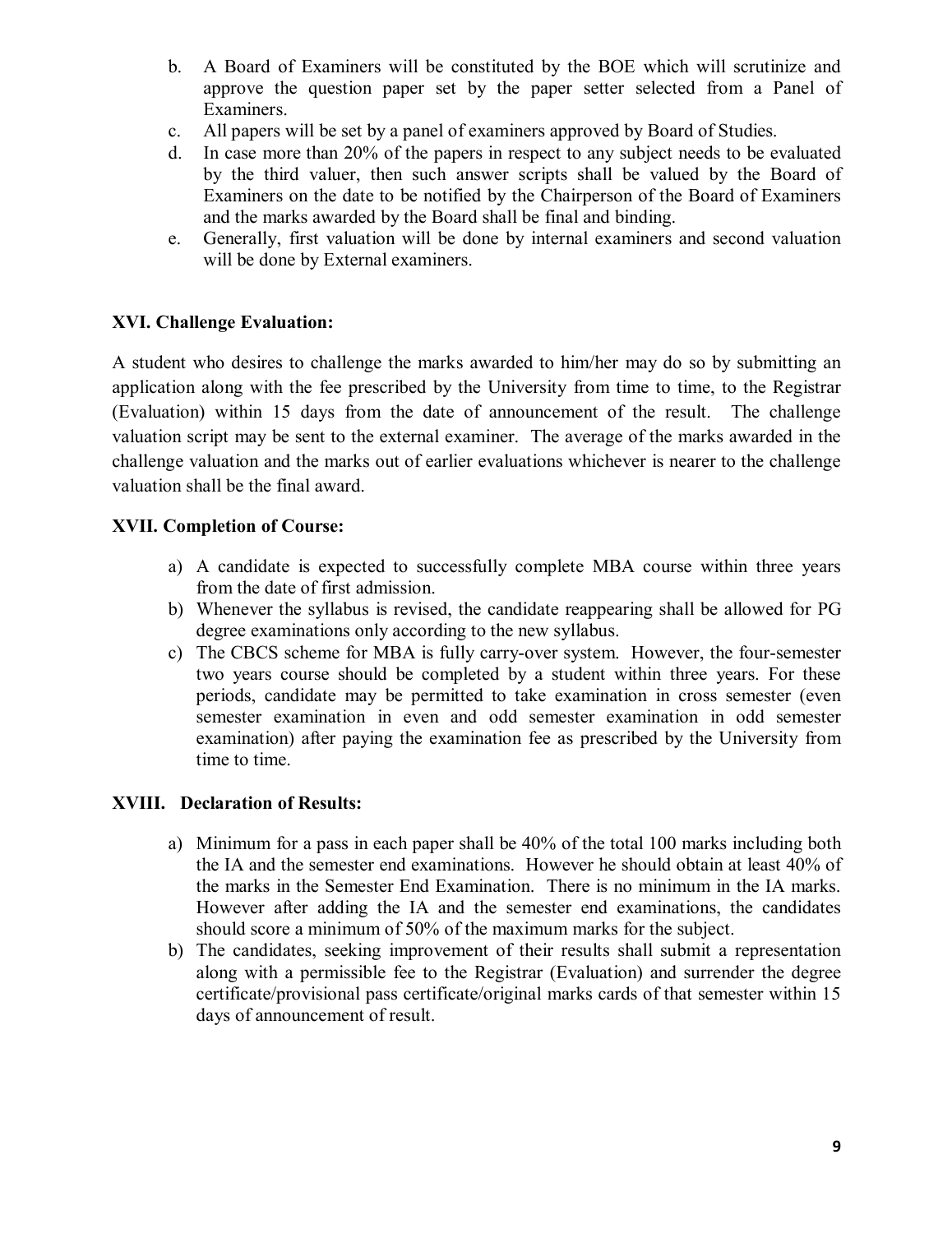b. A Board of Examiners will be constituted by the BOE which will scrutinize and approve the question paper set by the paper setter selected from a Panel of Examiners.
c. All papers will be set by a panel of examiners approved by Board of Studies.
d. In case more than 20% of the papers in respect to any subject needs to be evaluated by the third valuer, then such answer scripts shall be valued by the Board of Examiners on the date to be notified by the Chairperson of the Board of Examiners and the marks awarded by the Board shall be final and binding.
e. Generally, first valuation will be done by internal examiners and second valuation will be done by External examiners.

**XVI. Challenge Evaluation:**

A student who desires to challenge the marks awarded to him/her may do so by submitting an application along with the fee prescribed by the University from time to time, to the Registrar (Evaluation) within 15 days from the date of announcement of the result. The challenge valuation script may be sent to the external examiner. The average of the marks awarded in the challenge valuation and the marks out of earlier evaluations whichever is nearer to the challenge valuation shall be the final award.

**XVII. Completion of Course:**

a) A candidate is expected to successfully complete MBA course within three years from the date of first admission.
b) Whenever the syllabus is revised, the candidate reappearing shall be allowed for PG degree examinations only according to the new syllabus.
c) The CBCS scheme for MBA is fully carry-over system. However, the four-semester two years course should be completed by a student within three years. For these periods, candidate may be permitted to take examination in cross semester (even semester examination in even and odd semester examination in odd semester examination) after paying the examination fee as prescribed by the University from time to time.

**XVIII. Declaration of Results:**

a) Minimum for a pass in each paper shall be 40% of the total 100 marks including both the IA and the semester end examinations. However he should obtain at least 40% of the marks in the Semester End Examination. There is no minimum in the IA marks. However after adding the IA and the semester end examinations, the candidates should score a minimum of 50% of the maximum marks for the subject.
b) The candidates, seeking improvement of their results shall submit a representation along with a permissible fee to the Registrar (Evaluation) and surrender the degree certificate/provisional pass certificate/original marks cards of that semester within 15 days of announcement of result.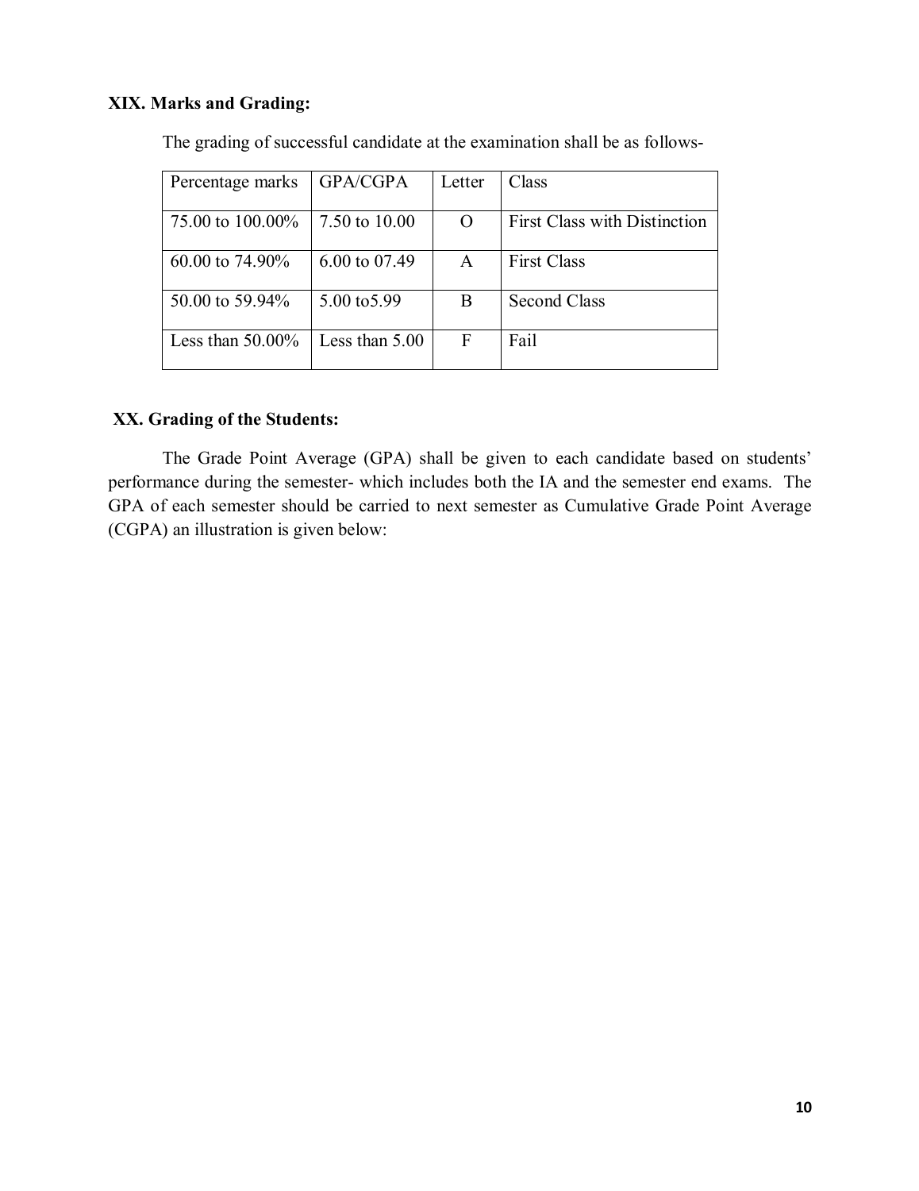### XIX. Marks and Grading:

The grading of successful candidate at the examination shall be as follows-

| Percentage marks | GPA/CGPA | Letter | Class |
|---|---|---|---|
| 75.00 to 100.00% | 7.50 to 10.00 | O | First Class with Distinction |
| 60.00 to 74.90% | 6.00 to 07.49 | A | First Class |
| 50.00 to 59.94% | 5.00 to5.99 | B | Second Class |
| Less than 50.00% | Less than 5.00 | F | Fail |

### XX. Grading of the Students:

The Grade Point Average (GPA) shall be given to each candidate based on students' performance during the semester- which includes both the IA and the semester end exams. The GPA of each semester should be carried to next semester as Cumulative Grade Point Average (CGPA) an illustration is given below: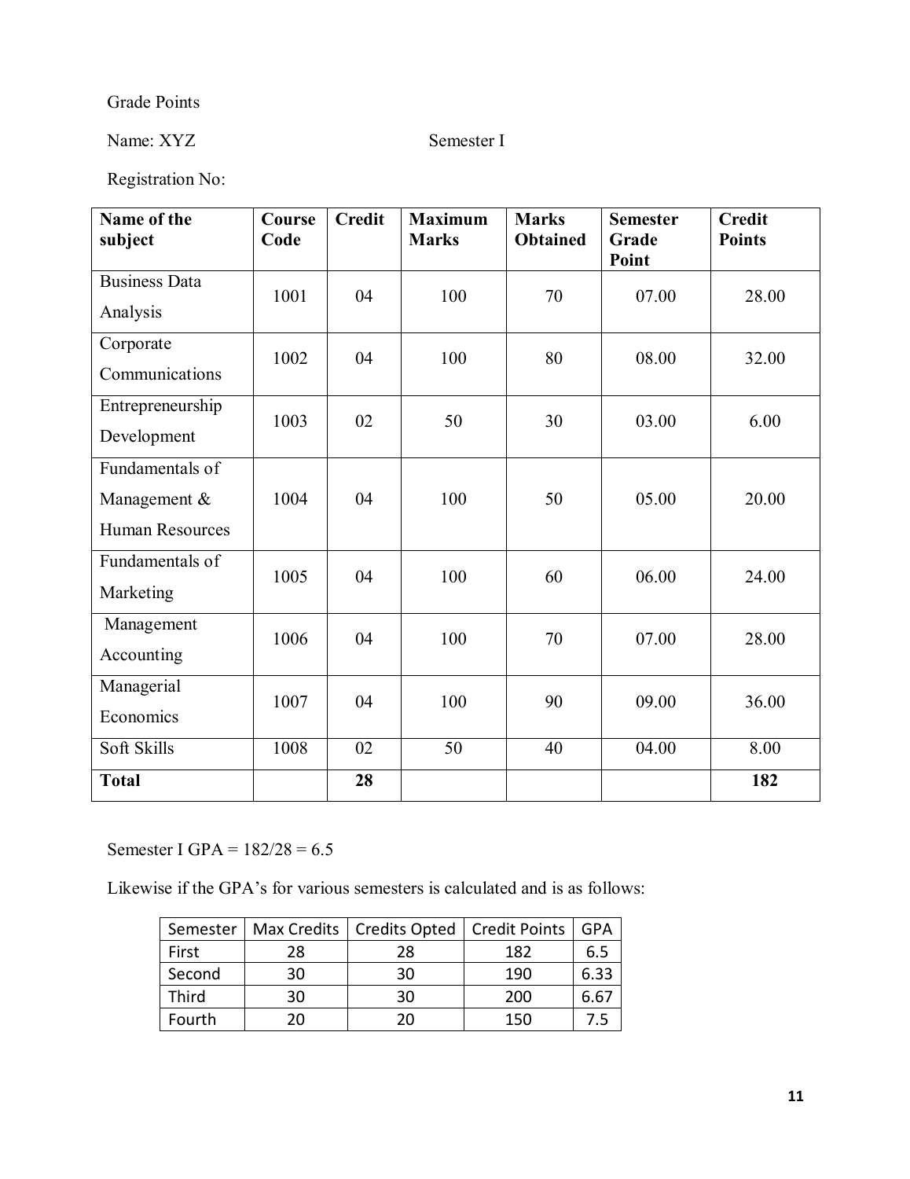Grade Points

Name: XYZ Semester I

Registration No:

| Name of the subject | Course Code | Credit | Maximum Marks | Marks Obtained | Semester Grade Point | Credit Points |
|---|---|---|---|---|---|---|
| Business Data Analysis | 1001 | 04 | 100 | 70 | 07.00 | 28.00 |
| Corporate Communications | 1002 | 04 | 100 | 80 | 08.00 | 32.00 |
| Entrepreneurship Development | 1003 | 02 | 50 | 30 | 03.00 | 6.00 |
| Fundamentals of Management & Human Resources | 1004 | 04 | 100 | 50 | 05.00 | 20.00 |
| Fundamentals of Marketing | 1005 | 04 | 100 | 60 | 06.00 | 24.00 |
| Management Accounting | 1006 | 04 | 100 | 70 | 07.00 | 28.00 |
| Managerial Economics | 1007 | 04 | 100 | 90 | 09.00 | 36.00 |
| Soft Skills | 1008 | 02 | 50 | 40 | 04.00 | 8.00 |
| **Total** | | **28** | | | | **182** |

Semester I GPA = 182/28 = 6.5

Likewise if the GPA's for various semesters is calculated and is as follows:

| Semester | Max Credits | Credits Opted | Credit Points | GPA |
|---|---|---|---|---|
| First | 28 | 28 | 182 | 6.5 |
| Second | 30 | 30 | 190 | 6.33 |
| Third | 30 | 30 | 200 | 6.67 |
| Fourth | 20 | 20 | 150 | 7.5 |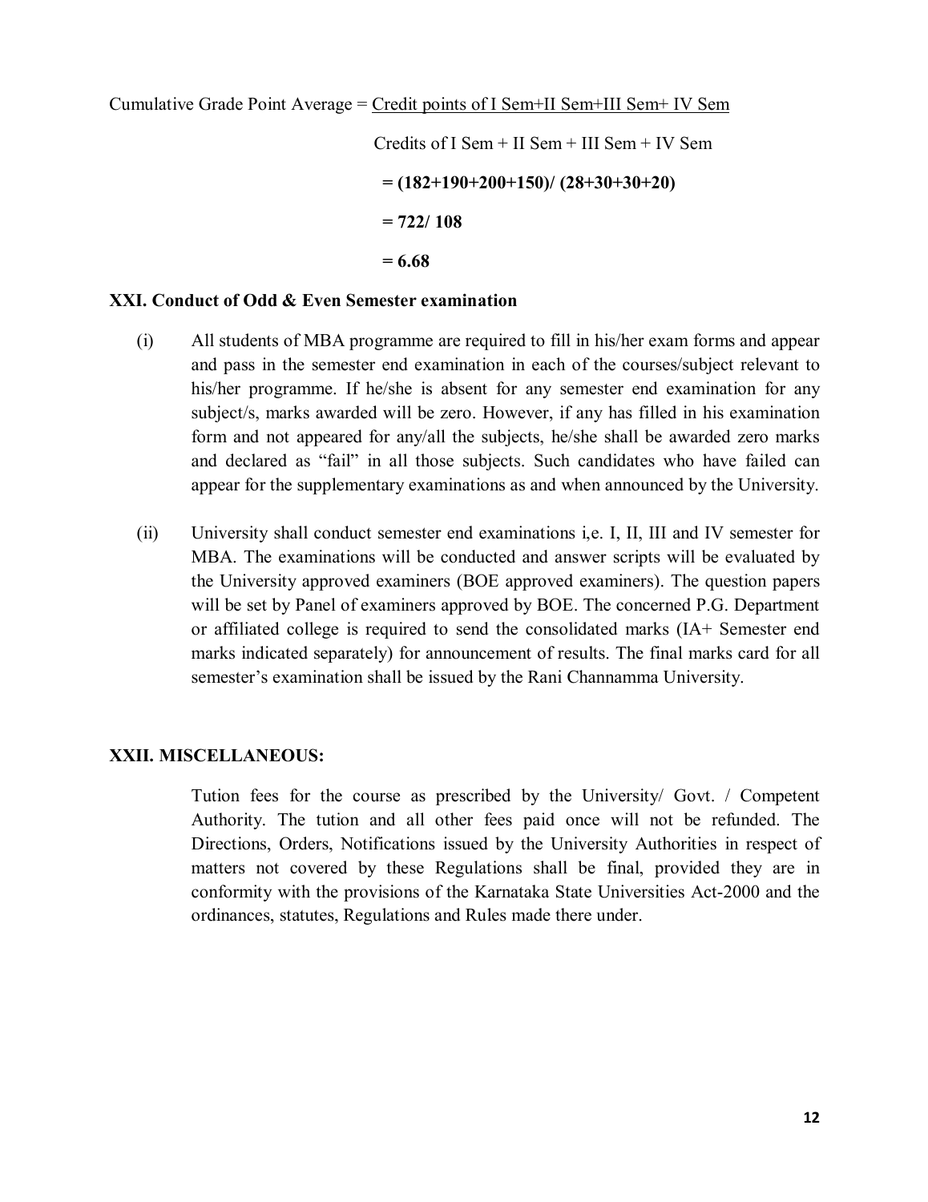$$\text{Cumulative Grade Point Average} = \frac{\text{Credit points of I Sem+II Sem+III Sem+ IV Sem}}{\text{Credits of I Sem + II Sem + III Sem + IV Sem}}$$

$$= (182+190+200+150)/ (28+30+30+20)$$

$$= 722/ 108$$

$$= 6.68$$

### XXI. Conduct of Odd & Even Semester examination

(i) All students of MBA programme are required to fill in his/her exam forms and appear and pass in the semester end examination in each of the courses/subject relevant to his/her programme. If he/she is absent for any semester end examination for any subject/s, marks awarded will be zero. However, if any has filled in his examination form and not appeared for any/all the subjects, he/she shall be awarded zero marks and declared as "fail" in all those subjects. Such candidates who have failed can appear for the supplementary examinations as and when announced by the University.

(ii) University shall conduct semester end examinations i,e. I, II, III and IV semester for MBA. The examinations will be conducted and answer scripts will be evaluated by the University approved examiners (BOE approved examiners). The question papers will be set by Panel of examiners approved by BOE. The concerned P.G. Department or affiliated college is required to send the consolidated marks (IA+ Semester end marks indicated separately) for announcement of results. The final marks card for all semester's examination shall be issued by the Rani Channamma University.

### XXII. MISCELLANEOUS:

Tution fees for the course as prescribed by the University/ Govt. / Competent Authority. The tution and all other fees paid once will not be refunded. The Directions, Orders, Notifications issued by the University Authorities in respect of matters not covered by these Regulations shall be final, provided they are in conformity with the provisions of the Karnataka State Universities Act-2000 and the ordinances, statutes, Regulations and Rules made there under.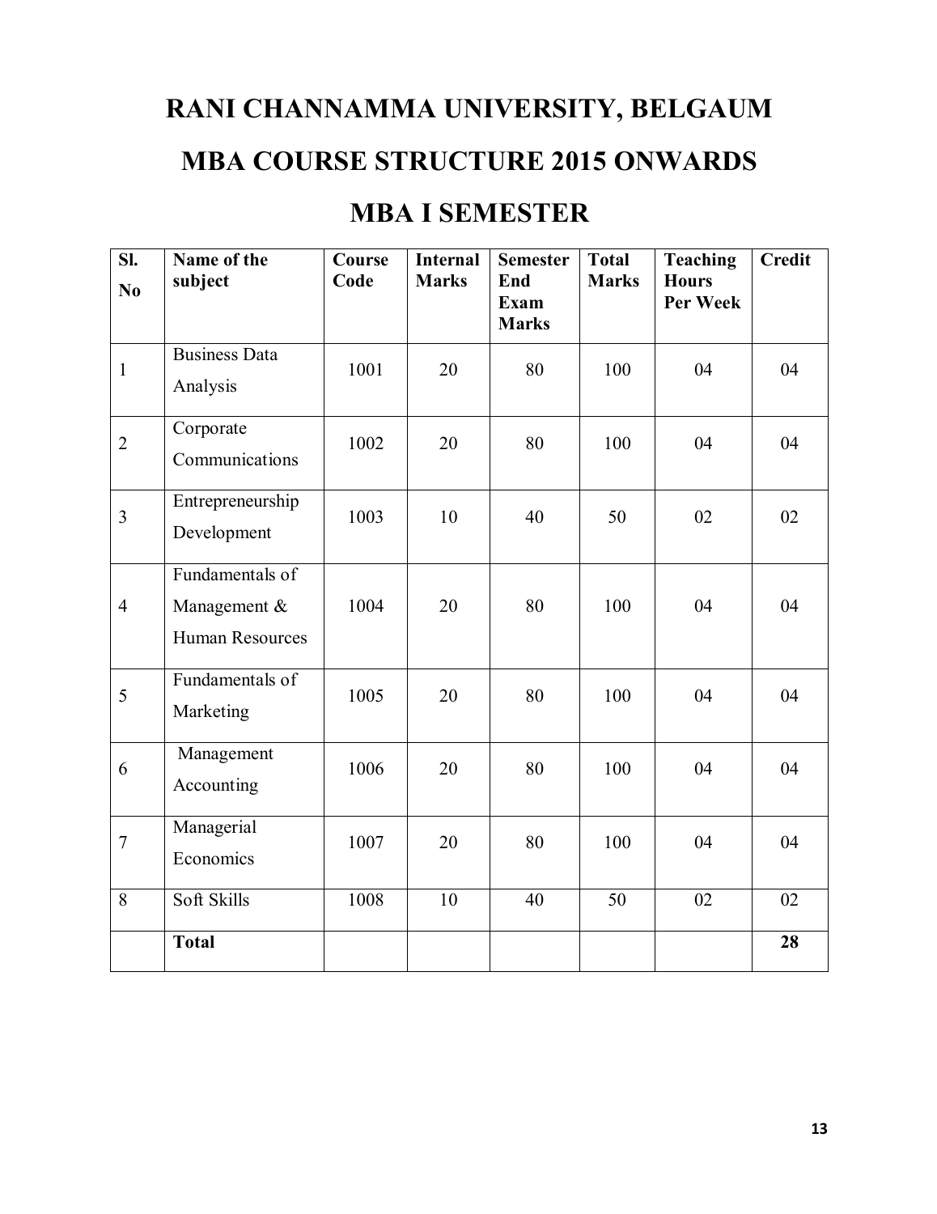# RANI CHANNAMMA UNIVERSITY, BELGAUM

# MBA COURSE STRUCTURE 2015 ONWARDS

# MBA I SEMESTER

| Sl. No | Name of the subject | Course Code | Internal Marks | Semester End Exam Marks | Total Marks | Teaching Hours Per Week | Credit |
|---|---|---|---|---|---|---|---|
| 1 | Business Data Analysis | 1001 | 20 | 80 | 100 | 04 | 04 |
| 2 | Corporate Communications | 1002 | 20 | 80 | 100 | 04 | 04 |
| 3 | Entrepreneurship Development | 1003 | 10 | 40 | 50 | 02 | 02 |
| 4 | Fundamentals of Management & Human Resources | 1004 | 20 | 80 | 100 | 04 | 04 |
| 5 | Fundamentals of Marketing | 1005 | 20 | 80 | 100 | 04 | 04 |
| 6 | Management Accounting | 1006 | 20 | 80 | 100 | 04 | 04 |
| 7 | Managerial Economics | 1007 | 20 | 80 | 100 | 04 | 04 |
| 8 | Soft Skills | 1008 | 10 | 40 | 50 | 02 | 02 |
| | **Total** | | | | | | **28** |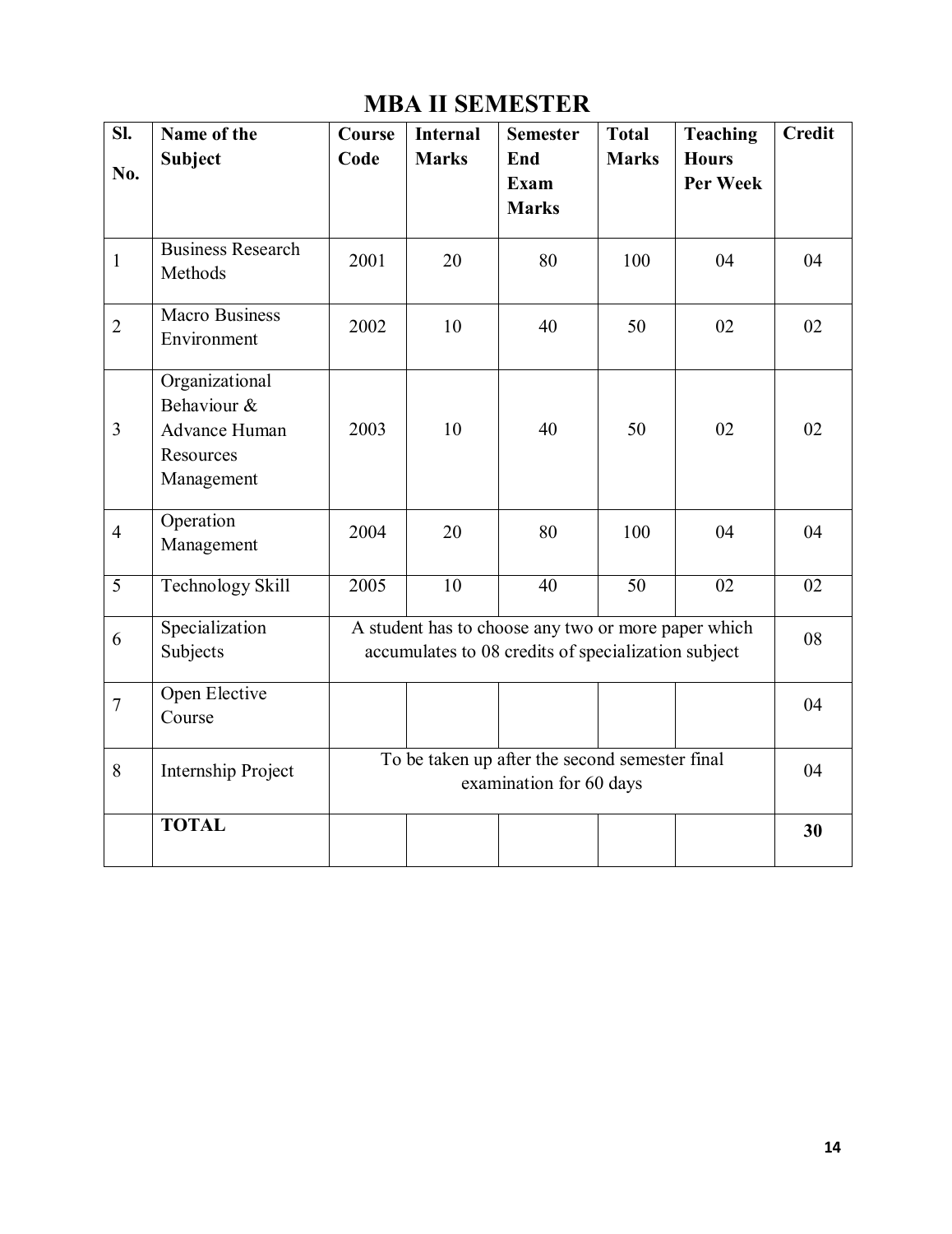# MBA II SEMESTER

| Sl. No. | Name of the Subject | Course Code | Internal Marks | Semester End Exam Marks | Total Marks | Teaching Hours Per Week | Credit |
|---|---|---|---|---|---|---|---|
| 1 | Business Research Methods | 2001 | 20 | 80 | 100 | 04 | 04 |
| 2 | Macro Business Environment | 2002 | 10 | 40 | 50 | 02 | 02 |
| 3 | Organizational Behaviour & Advance Human Resources Management | 2003 | 10 | 40 | 50 | 02 | 02 |
| 4 | Operation Management | 2004 | 20 | 80 | 100 | 04 | 04 |
| 5 | Technology Skill | 2005 | 10 | 40 | 50 | 02 | 02 |
| 6 | Specialization Subjects | A student has to choose any two or more paper which accumulates to 08 credits of specialization subject | | | | | 08 |
| 7 | Open Elective Course | | | | | | 04 |
| 8 | Internship Project | To be taken up after the second semester final examination for 60 days | | | | | 04 |
| | **TOTAL** | | | | | | **30** |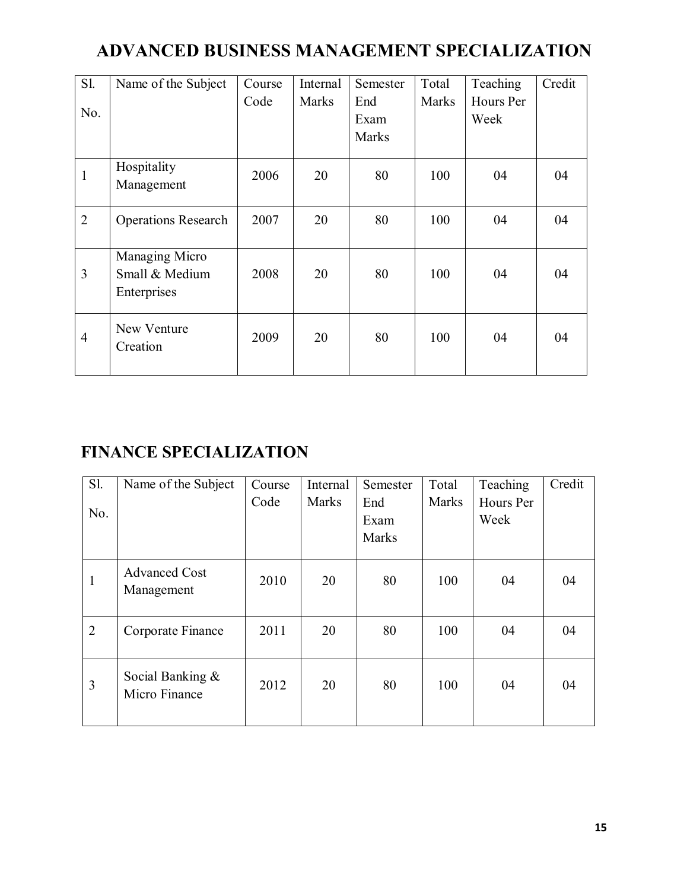# ADVANCED BUSINESS MANAGEMENT SPECIALIZATION

| Sl. No. | Name of the Subject | Course Code | Internal Marks | Semester End Exam Marks | Total Marks | Teaching Hours Per Week | Credit |
|---|---|---|---|---|---|---|---|
| 1 | Hospitality Management | 2006 | 20 | 80 | 100 | 04 | 04 |
| 2 | Operations Research | 2007 | 20 | 80 | 100 | 04 | 04 |
| 3 | Managing Micro Small & Medium Enterprises | 2008 | 20 | 80 | 100 | 04 | 04 |
| 4 | New Venture Creation | 2009 | 20 | 80 | 100 | 04 | 04 |

# FINANCE SPECIALIZATION

| Sl. No. | Name of the Subject | Course Code | Internal Marks | Semester End Exam Marks | Total Marks | Teaching Hours Per Week | Credit |
|---|---|---|---|---|---|---|---|
| 1 | Advanced Cost Management | 2010 | 20 | 80 | 100 | 04 | 04 |
| 2 | Corporate Finance | 2011 | 20 | 80 | 100 | 04 | 04 |
| 3 | Social Banking & Micro Finance | 2012 | 20 | 80 | 100 | 04 | 04 |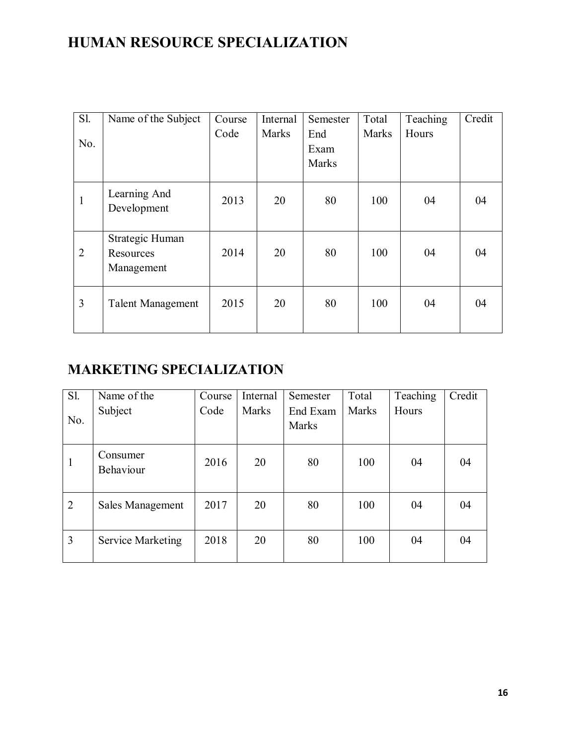# HUMAN RESOURCE SPECIALIZATION

| Sl. No. | Name of the Subject | Course Code | Internal Marks | Semester End Exam Marks | Total Marks | Teaching Hours | Credit |
|---|---|---|---|---|---|---|---|
| 1 | Learning And Development | 2013 | 20 | 80 | 100 | 04 | 04 |
| 2 | Strategic Human Resources Management | 2014 | 20 | 80 | 100 | 04 | 04 |
| 3 | Talent Management | 2015 | 20 | 80 | 100 | 04 | 04 |

# MARKETING SPECIALIZATION

| Sl. No. | Name of the Subject | Course Code | Internal Marks | Semester End Exam Marks | Total Marks | Teaching Hours | Credit |
|---|---|---|---|---|---|---|---|
| 1 | Consumer Behaviour | 2016 | 20 | 80 | 100 | 04 | 04 |
| 2 | Sales Management | 2017 | 20 | 80 | 100 | 04 | 04 |
| 3 | Service Marketing | 2018 | 20 | 80 | 100 | 04 | 04 |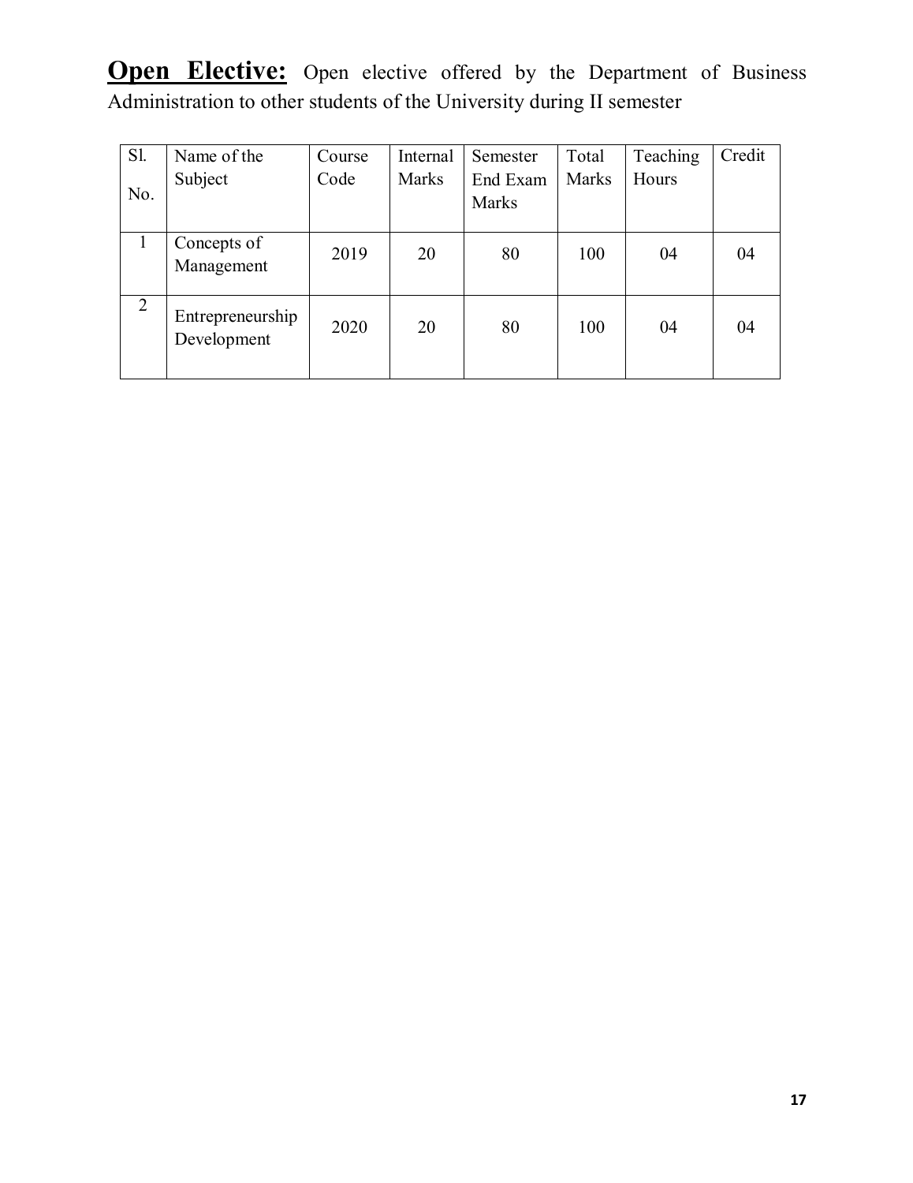**Open Elective:** Open elective offered by the Department of Business Administration to other students of the University during II semester

| Sl. No. | Name of the Subject | Course Code | Internal Marks | Semester End Exam Marks | Total Marks | Teaching Hours | Credit |
|---|---|---|---|---|---|---|---|
| 1 | Concepts of Management | 2019 | 20 | 80 | 100 | 04 | 04 |
| 2 | Entrepreneurship Development | 2020 | 20 | 80 | 100 | 04 | 04 |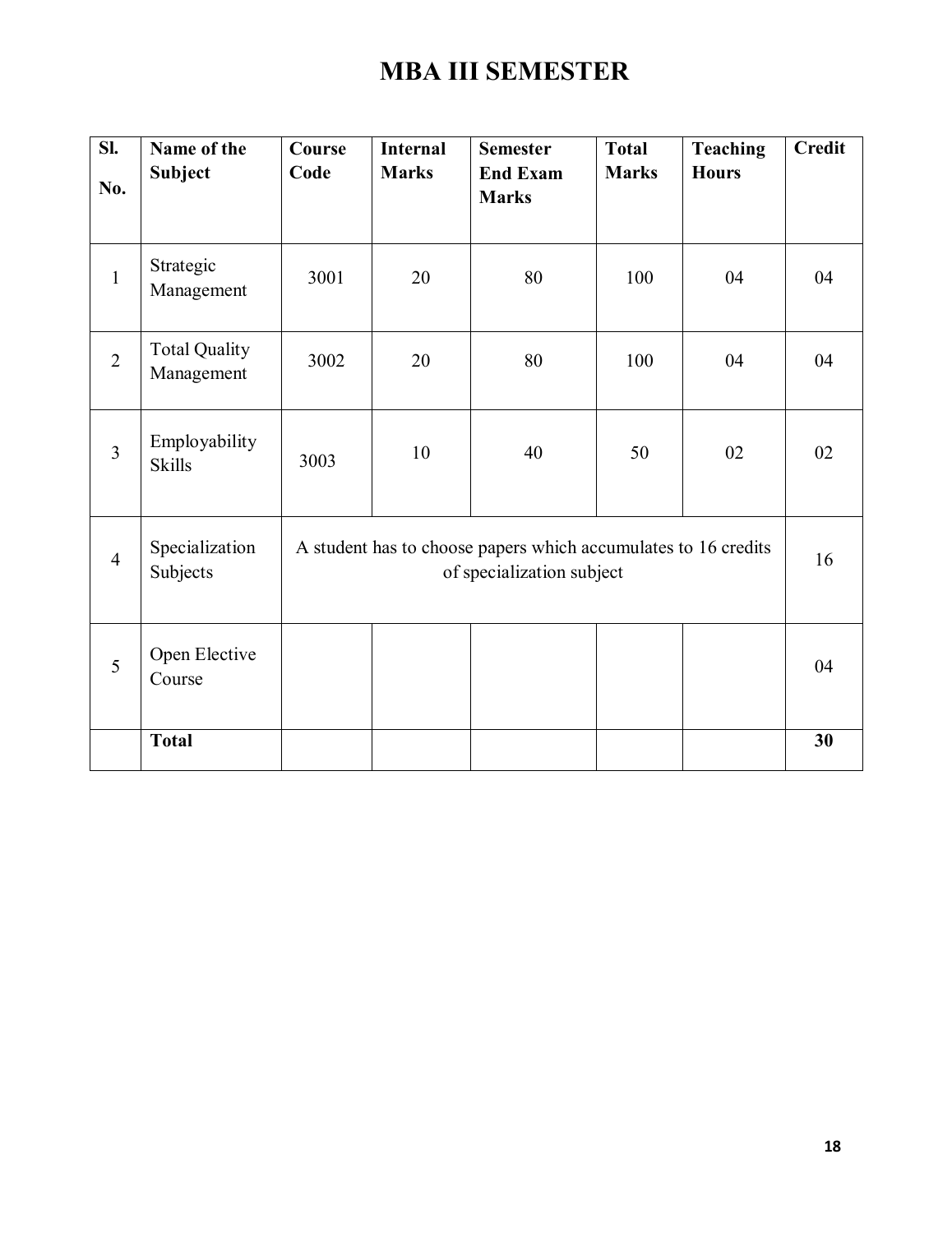# MBA III SEMESTER

| Sl. No. | Name of the Subject | Course Code | Internal Marks | Semester End Exam Marks | Total Marks | Teaching Hours | Credit |
|---|---|---|---|---|---|---|---|
| 1 | Strategic Management | 3001 | 20 | 80 | 100 | 04 | 04 |
| 2 | Total Quality Management | 3002 | 20 | 80 | 100 | 04 | 04 |
| 3 | Employability Skills | 3003 | 10 | 40 | 50 | 02 | 02 |
| 4 | Specialization Subjects | A student has to choose papers which accumulates to 16 credits of specialization subject | | | | | 16 |
| 5 | Open Elective Course | | | | | | 04 |
| | **Total** | | | | | | **30** |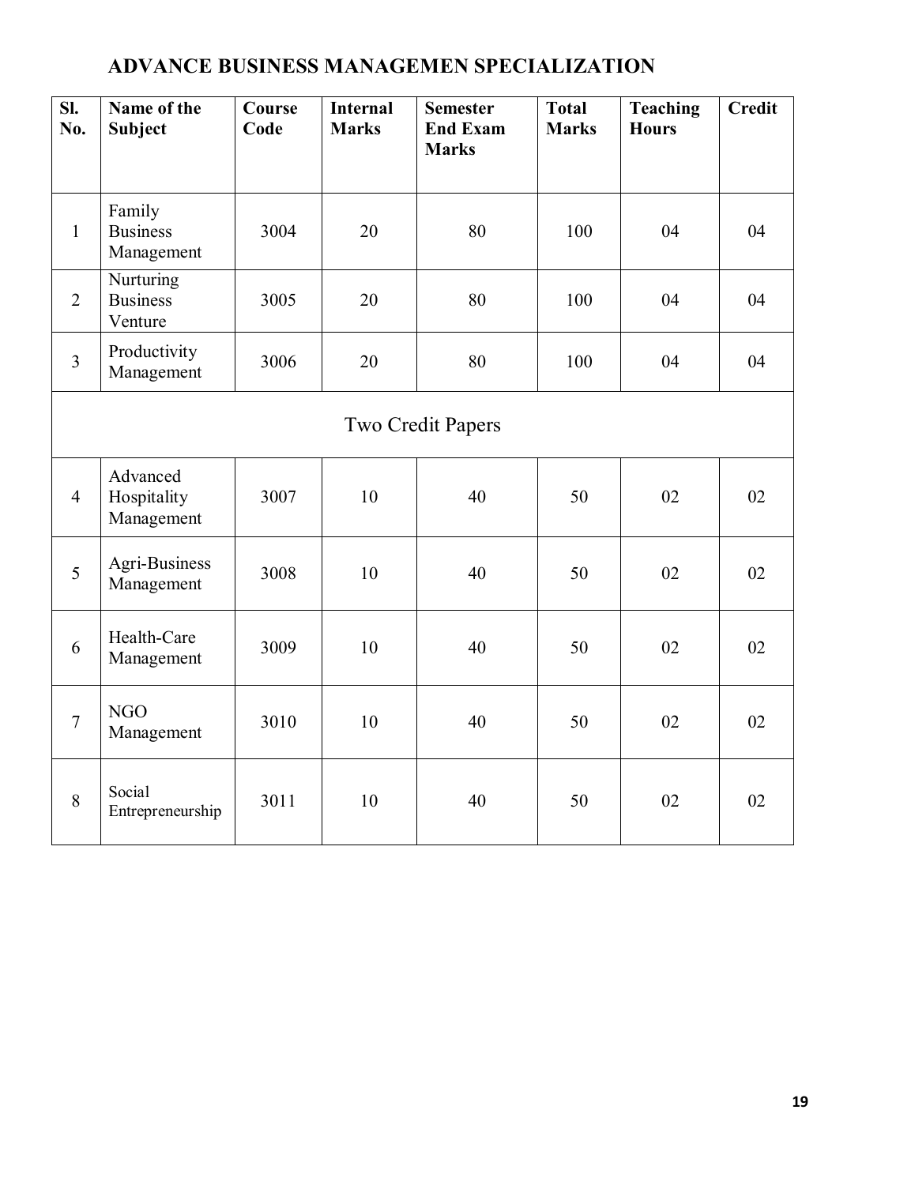## ADVANCE BUSINESS MANAGEMEN SPECIALIZATION

| Sl. No. | Name of the Subject | Course Code | Internal Marks | Semester End Exam Marks | Total Marks | Teaching Hours | Credit |
|---|---|---|---|---|---|---|---|
| 1 | Family Business Management | 3004 | 20 | 80 | 100 | 04 | 04 |
| 2 | Nurturing Business Venture | 3005 | 20 | 80 | 100 | 04 | 04 |
| 3 | Productivity Management | 3006 | 20 | 80 | 100 | 04 | 04 |
| Two Credit Papers | | | | | | | |
| 4 | Advanced Hospitality Management | 3007 | 10 | 40 | 50 | 02 | 02 |
| 5 | Agri-Business Management | 3008 | 10 | 40 | 50 | 02 | 02 |
| 6 | Health-Care Management | 3009 | 10 | 40 | 50 | 02 | 02 |
| 7 | NGO Management | 3010 | 10 | 40 | 50 | 02 | 02 |
| 8 | Social Entrepreneurship | 3011 | 10 | 40 | 50 | 02 | 02 |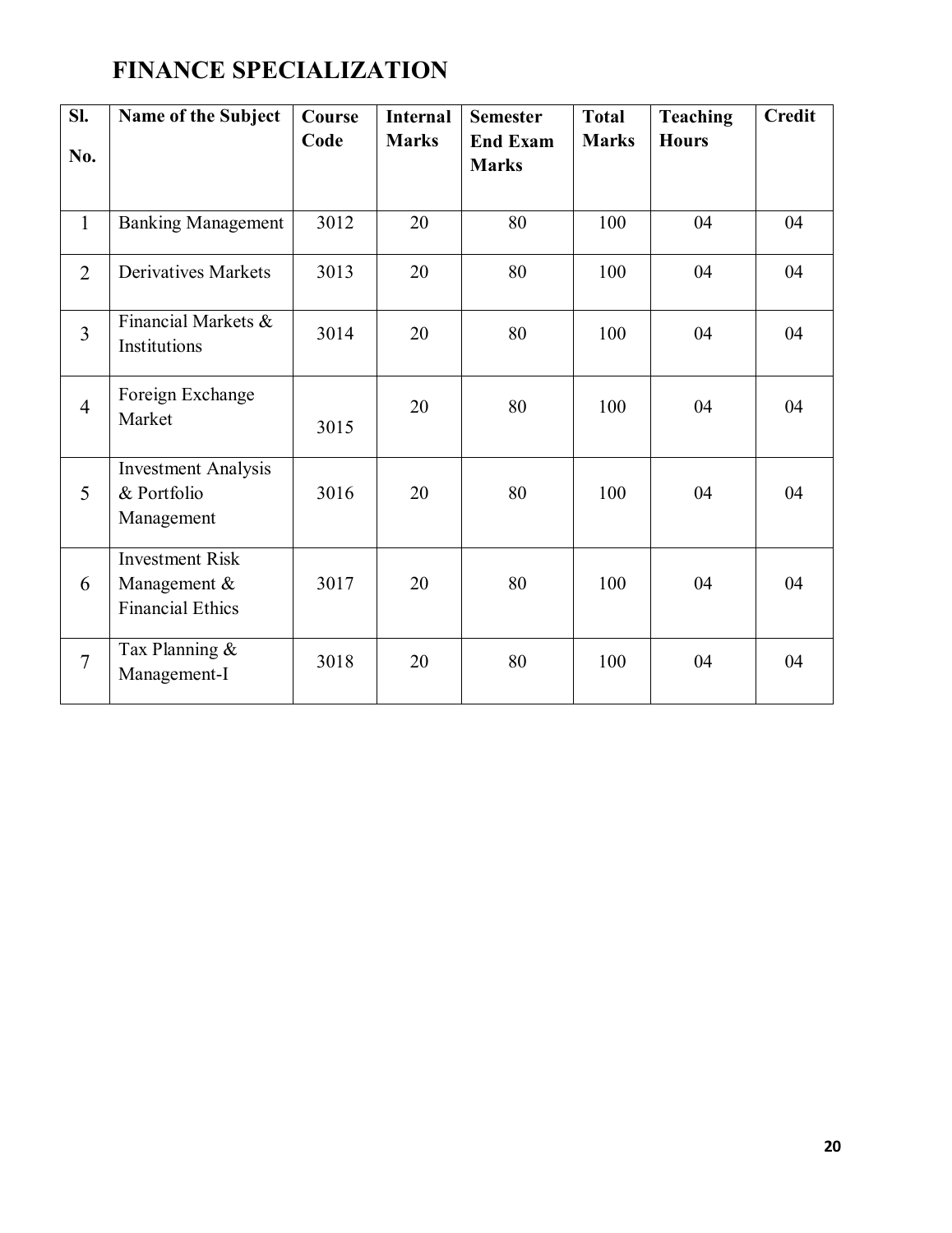# FINANCE SPECIALIZATION

| Sl. No. | Name of the Subject | Course Code | Internal Marks | Semester End Exam Marks | Total Marks | Teaching Hours | Credit |
|---|---|---|---|---|---|---|---|
| 1 | Banking Management | 3012 | 20 | 80 | 100 | 04 | 04 |
| 2 | Derivatives Markets | 3013 | 20 | 80 | 100 | 04 | 04 |
| 3 | Financial Markets & Institutions | 3014 | 20 | 80 | 100 | 04 | 04 |
| 4 | Foreign Exchange Market | 3015 | 20 | 80 | 100 | 04 | 04 |
| 5 | Investment Analysis & Portfolio Management | 3016 | 20 | 80 | 100 | 04 | 04 |
| 6 | Investment Risk Management & Financial Ethics | 3017 | 20 | 80 | 100 | 04 | 04 |
| 7 | Tax Planning & Management-I | 3018 | 20 | 80 | 100 | 04 | 04 |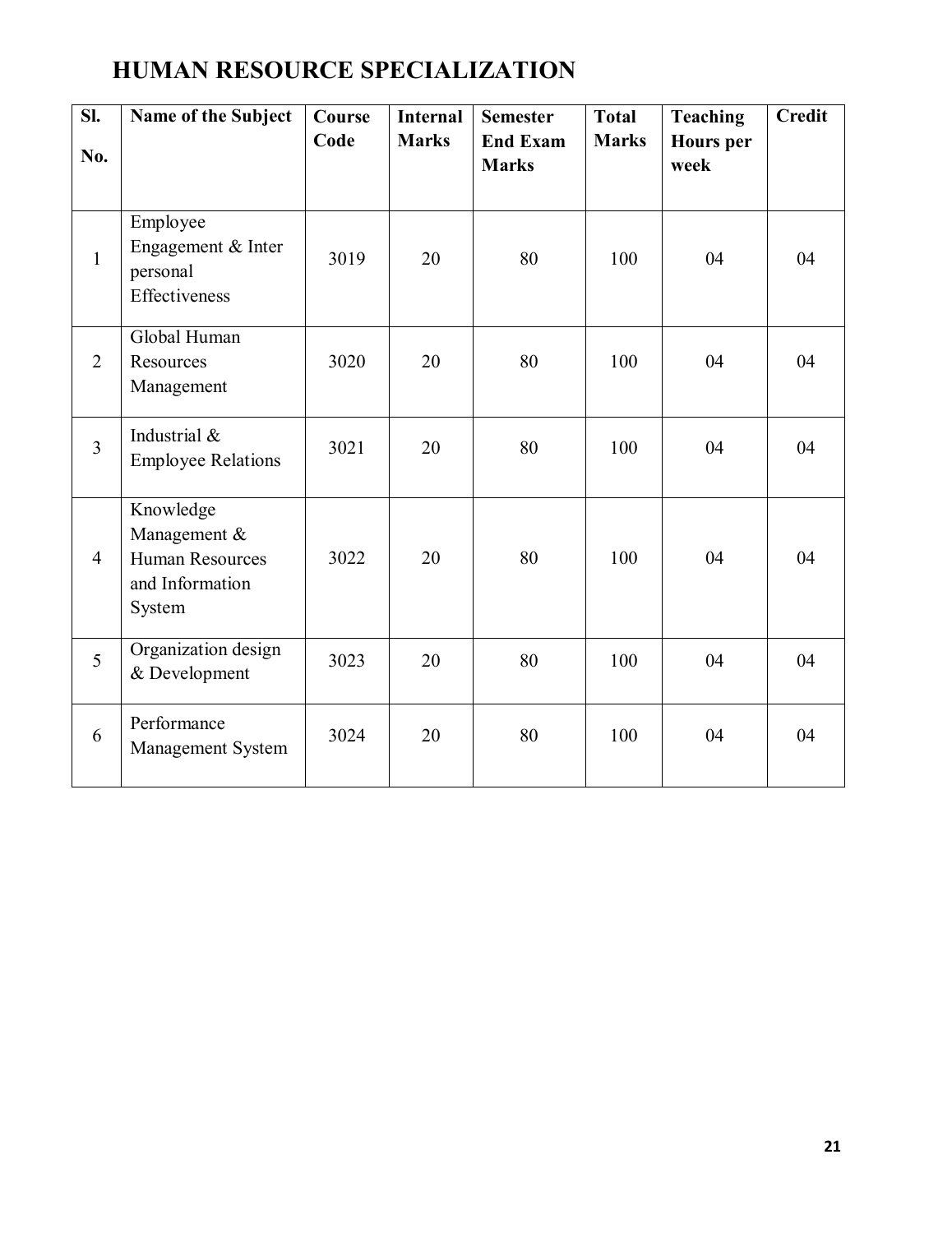# HUMAN RESOURCE SPECIALIZATION

| Sl. No. | Name of the Subject | Course Code | Internal Marks | Semester End Exam Marks | Total Marks | Teaching Hours per week | Credit |
|---|---|---|---|---|---|---|---|
| 1 | Employee Engagement & Inter personal Effectiveness | 3019 | 20 | 80 | 100 | 04 | 04 |
| 2 | Global Human Resources Management | 3020 | 20 | 80 | 100 | 04 | 04 |
| 3 | Industrial & Employee Relations | 3021 | 20 | 80 | 100 | 04 | 04 |
| 4 | Knowledge Management & Human Resources and Information System | 3022 | 20 | 80 | 100 | 04 | 04 |
| 5 | Organization design & Development | 3023 | 20 | 80 | 100 | 04 | 04 |
| 6 | Performance Management System | 3024 | 20 | 80 | 100 | 04 | 04 |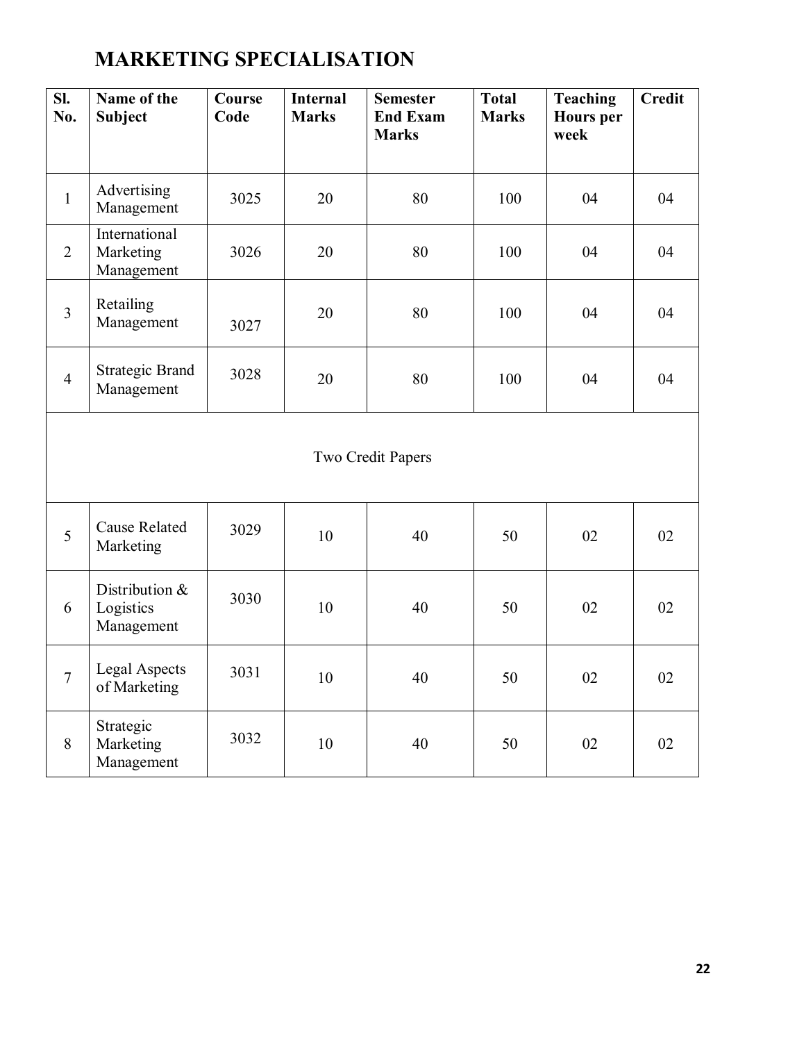# MARKETING SPECIALISATION

| Sl. No. | Name of the Subject | Course Code | Internal Marks | Semester End Exam Marks | Total Marks | Teaching Hours per week | Credit |
|---|---|---|---|---|---|---|---|
| 1 | Advertising Management | 3025 | 20 | 80 | 100 | 04 | 04 |
| 2 | International Marketing Management | 3026 | 20 | 80 | 100 | 04 | 04 |
| 3 | Retailing Management | 3027 | 20 | 80 | 100 | 04 | 04 |
| 4 | Strategic Brand Management | 3028 | 20 | 80 | 100 | 04 | 04 |
| Two Credit Papers | | | | | | | |
| 5 | Cause Related Marketing | 3029 | 10 | 40 | 50 | 02 | 02 |
| 6 | Distribution & Logistics Management | 3030 | 10 | 40 | 50 | 02 | 02 |
| 7 | Legal Aspects of Marketing | 3031 | 10 | 40 | 50 | 02 | 02 |
| 8 | Strategic Marketing Management | 3032 | 10 | 40 | 50 | 02 | 02 |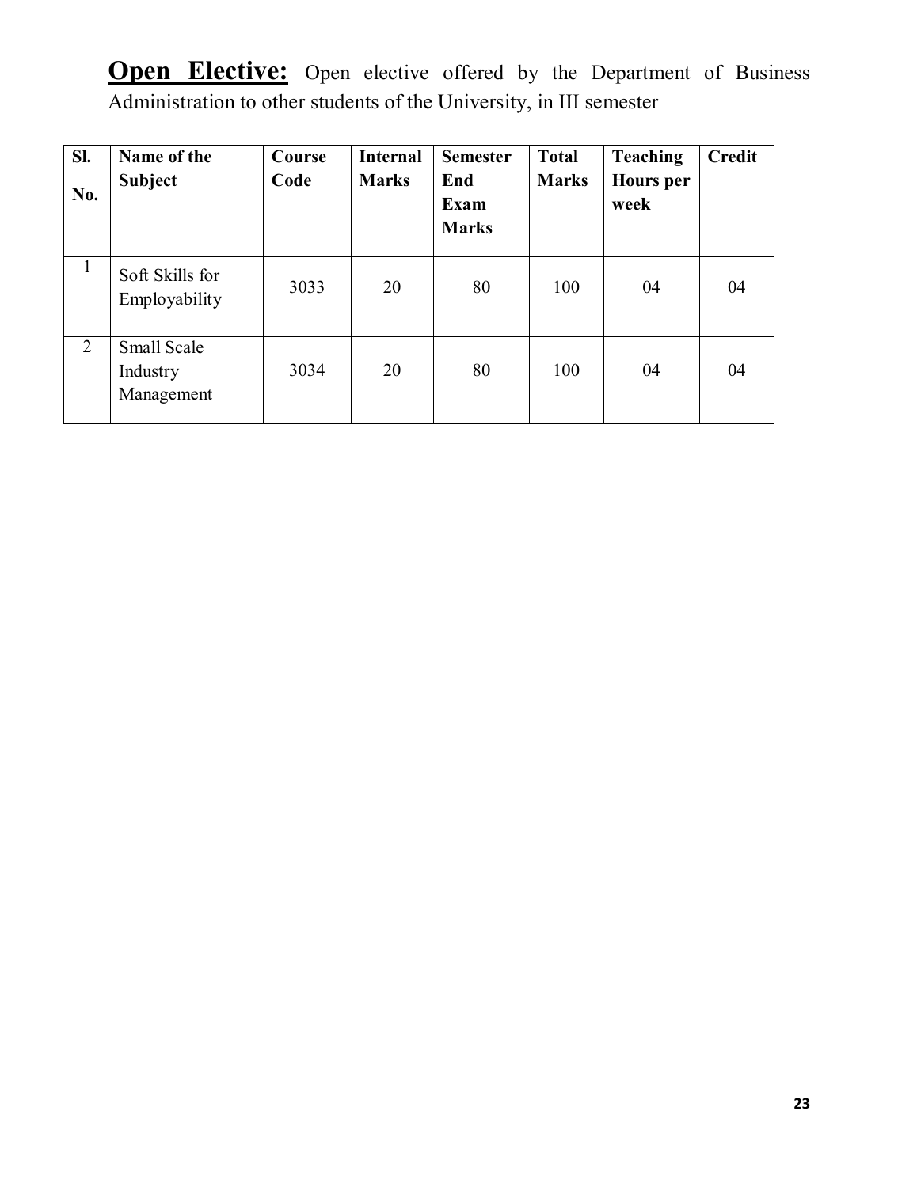**<u>Open Elective:</u>** Open elective offered by the Department of Business Administration to other students of the University, in III semester

| Sl. No. | Name of the Subject | Course Code | Internal Marks | Semester End Exam Marks | Total Marks | Teaching Hours per week | Credit |
|---|---|---|---|---|---|---|---|
| 1 | Soft Skills for Employability | 3033 | 20 | 80 | 100 | 04 | 04 |
| 2 | Small Scale Industry Management | 3034 | 20 | 80 | 100 | 04 | 04 |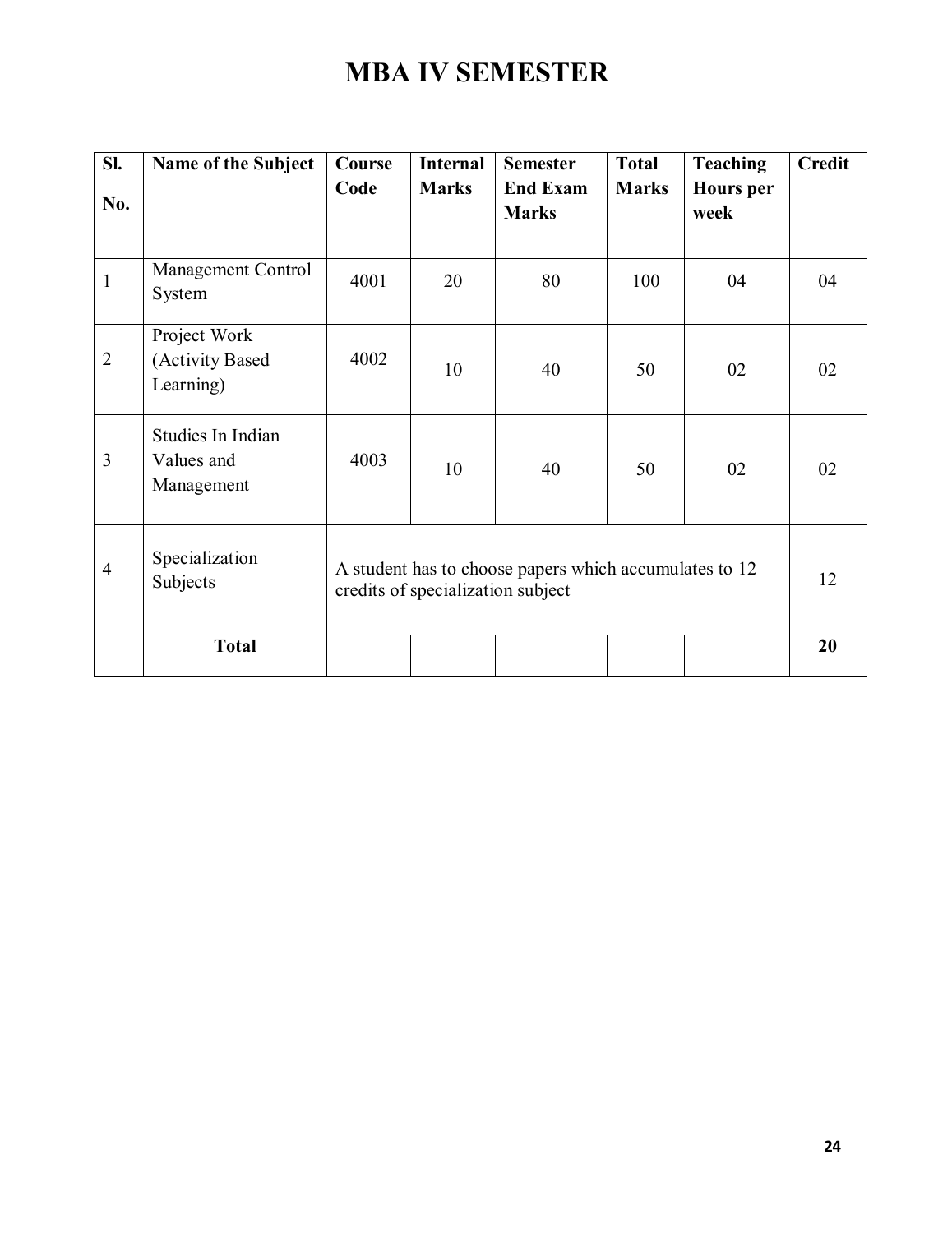# MBA IV SEMESTER

| Sl. No. | Name of the Subject | Course Code | Internal Marks | Semester End Exam Marks | Total Marks | Teaching Hours per week | Credit |
|---|---|---|---|---|---|---|---|
| 1 | Management Control System | 4001 | 20 | 80 | 100 | 04 | 04 |
| 2 | Project Work (Activity Based Learning) | 4002 | 10 | 40 | 50 | 02 | 02 |
| 3 | Studies In Indian Values and Management | 4003 | 10 | 40 | 50 | 02 | 02 |
| 4 | Specialization Subjects | A student has to choose papers which accumulates to 12 credits of specialization subject | | | | | 12 |
| | **Total** | | | | | | **20** |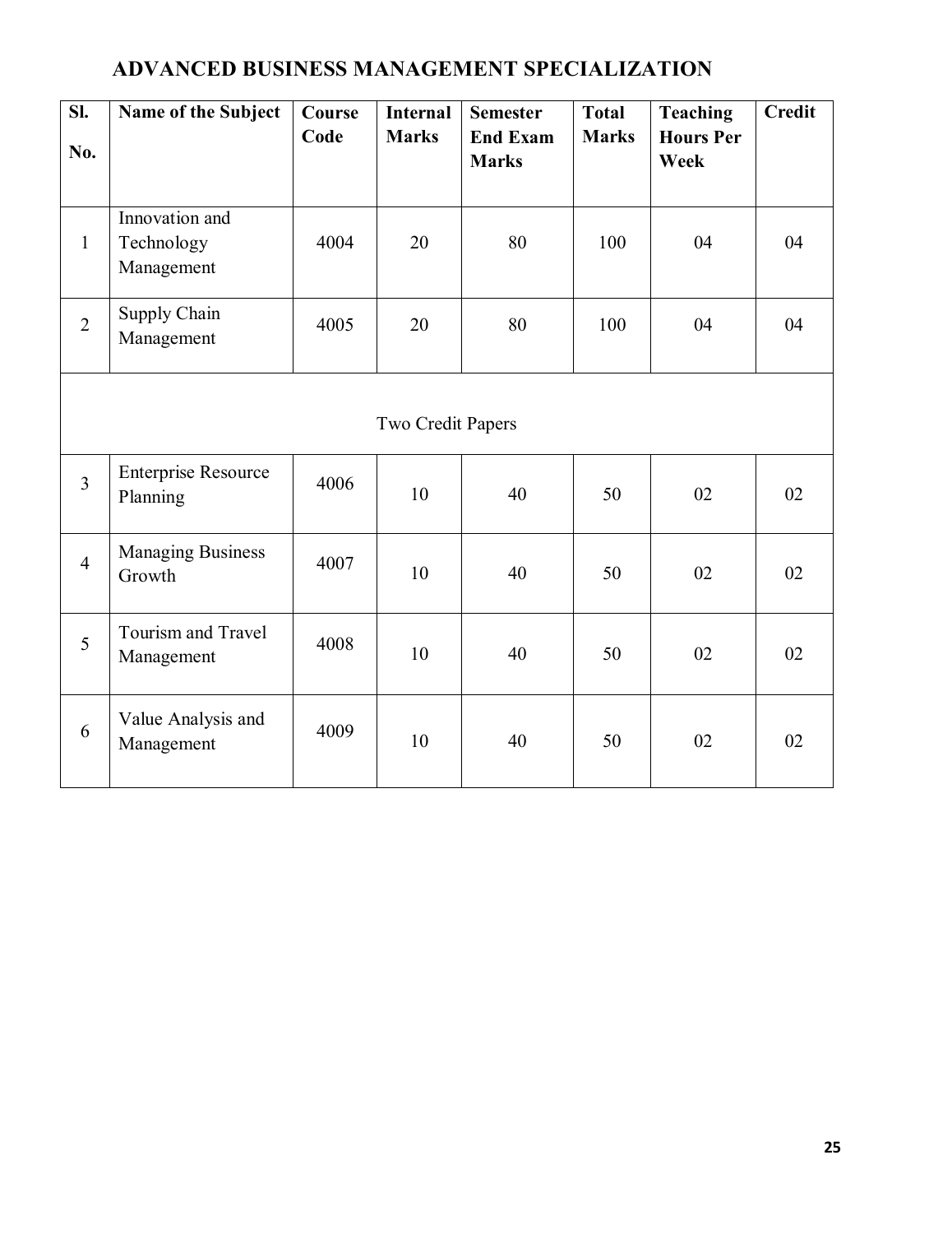# ADVANCED BUSINESS MANAGEMENT SPECIALIZATION

| Sl. No. | Name of the Subject | Course Code | Internal Marks | Semester End Exam Marks | Total Marks | Teaching Hours Per Week | Credit |
|---|---|---|---|---|---|---|---|
| 1 | Innovation and Technology Management | 4004 | 20 | 80 | 100 | 04 | 04 |
| 2 | Supply Chain Management | 4005 | 20 | 80 | 100 | 04 | 04 |
| Two Credit Papers | | | | | | | |
| 3 | Enterprise Resource Planning | 4006 | 10 | 40 | 50 | 02 | 02 |
| 4 | Managing Business Growth | 4007 | 10 | 40 | 50 | 02 | 02 |
| 5 | Tourism and Travel Management | 4008 | 10 | 40 | 50 | 02 | 02 |
| 6 | Value Analysis and Management | 4009 | 10 | 40 | 50 | 02 | 02 |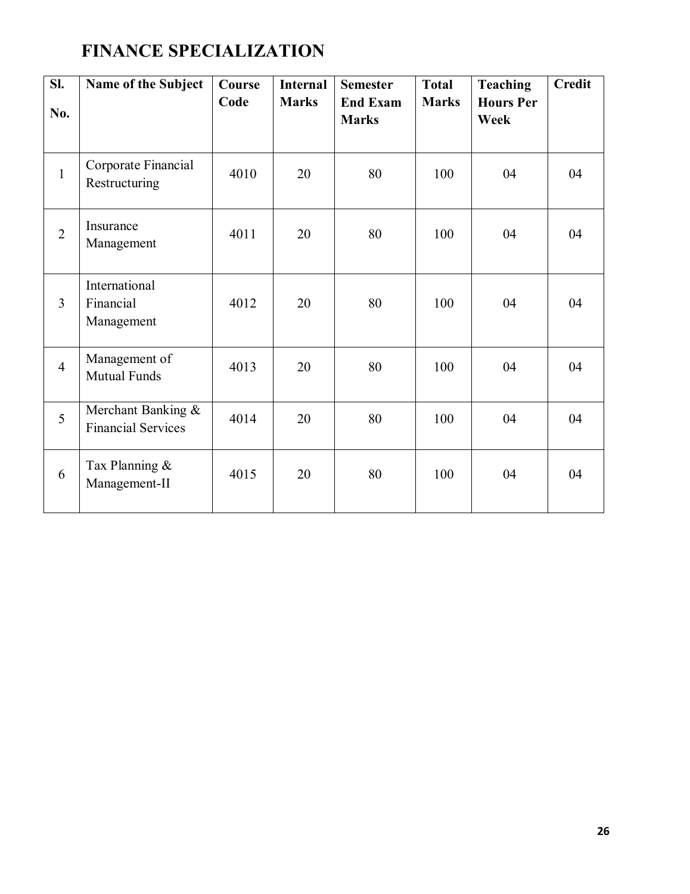# FINANCE SPECIALIZATION

| Sl. No. | Name of the Subject | Course Code | Internal Marks | Semester End Exam Marks | Total Marks | Teaching Hours Per Week | Credit |
|---|---|---|---|---|---|---|---|
| 1 | Corporate Financial Restructuring | 4010 | 20 | 80 | 100 | 04 | 04 |
| 2 | Insurance Management | 4011 | 20 | 80 | 100 | 04 | 04 |
| 3 | International Financial Management | 4012 | 20 | 80 | 100 | 04 | 04 |
| 4 | Management of Mutual Funds | 4013 | 20 | 80 | 100 | 04 | 04 |
| 5 | Merchant Banking & Financial Services | 4014 | 20 | 80 | 100 | 04 | 04 |
| 6 | Tax Planning & Management-II | 4015 | 20 | 80 | 100 | 04 | 04 |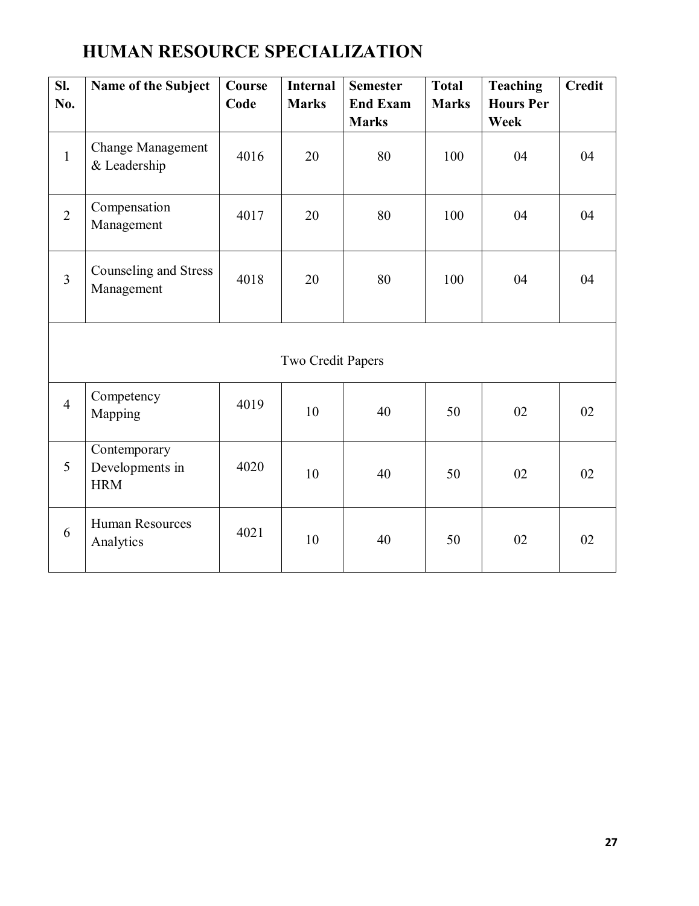# HUMAN RESOURCE SPECIALIZATION

| Sl. No. | Name of the Subject | Course Code | Internal Marks | Semester End Exam Marks | Total Marks | Teaching Hours Per Week | Credit |
|---|---|---|---|---|---|---|---|
| 1 | Change Management & Leadership | 4016 | 20 | 80 | 100 | 04 | 04 |
| 2 | Compensation Management | 4017 | 20 | 80 | 100 | 04 | 04 |
| 3 | Counseling and Stress Management | 4018 | 20 | 80 | 100 | 04 | 04 |
| Two Credit Papers | | | | | | | |
| 4 | Competency Mapping | 4019 | 10 | 40 | 50 | 02 | 02 |
| 5 | Contemporary Developments in HRM | 4020 | 10 | 40 | 50 | 02 | 02 |
| 6 | Human Resources Analytics | 4021 | 10 | 40 | 50 | 02 | 02 |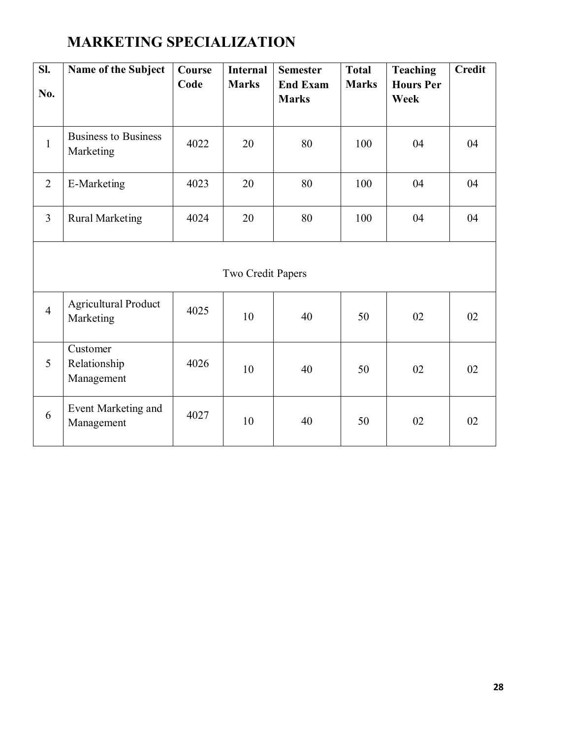# MARKETING SPECIALIZATION

| Sl. No. | Name of the Subject | Course Code | Internal Marks | Semester End Exam Marks | Total Marks | Teaching Hours Per Week | Credit |
|---|---|---|---|---|---|---|---|
| 1 | Business to Business Marketing | 4022 | 20 | 80 | 100 | 04 | 04 |
| 2 | E-Marketing | 4023 | 20 | 80 | 100 | 04 | 04 |
| 3 | Rural Marketing | 4024 | 20 | 80 | 100 | 04 | 04 |
| Two Credit Papers | | | | | | | |
| 4 | Agricultural Product Marketing | 4025 | 10 | 40 | 50 | 02 | 02 |
| 5 | Customer Relationship Management | 4026 | 10 | 40 | 50 | 02 | 02 |
| 6 | Event Marketing and Management | 4027 | 10 | 40 | 50 | 02 | 02 |